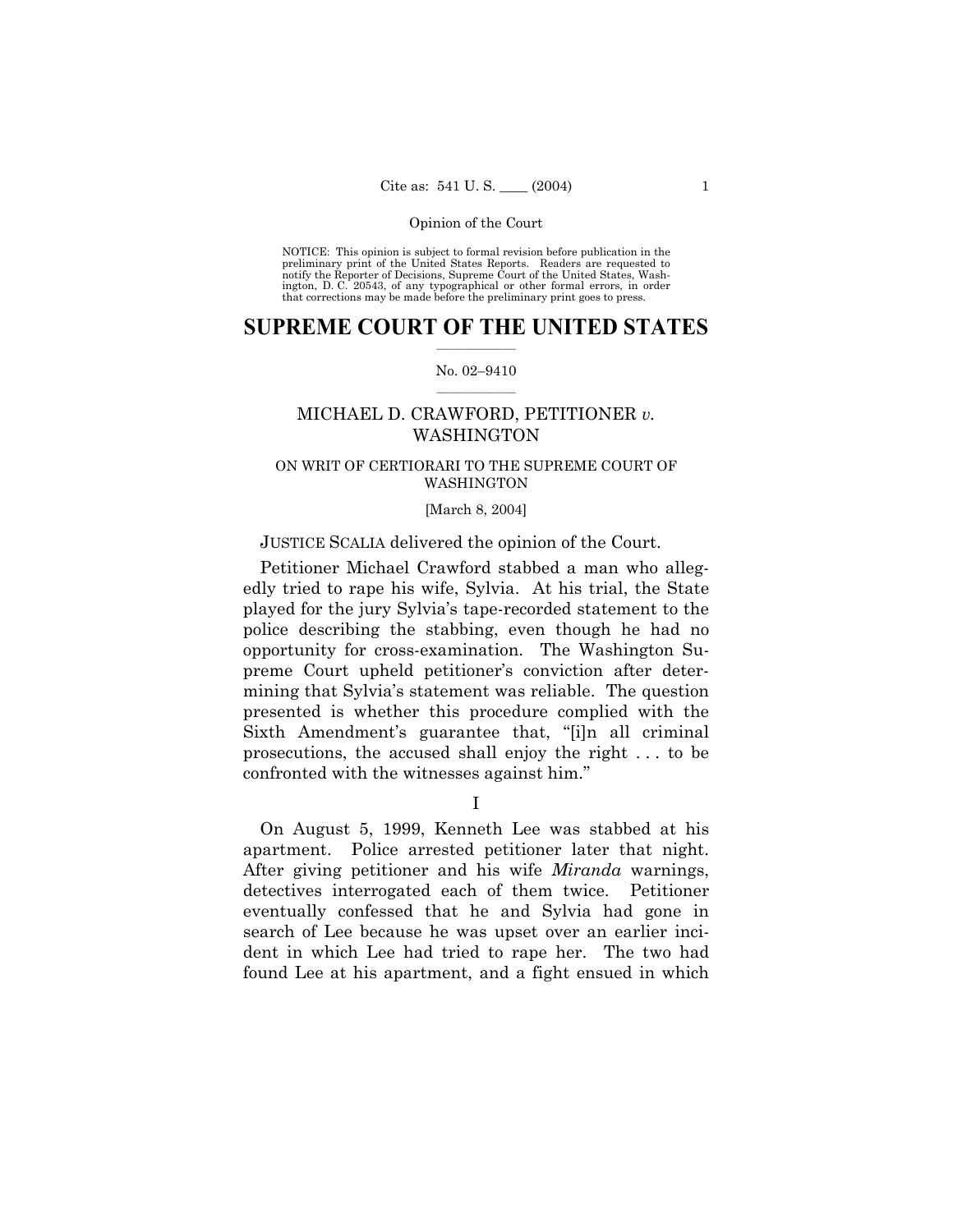NOTICE: This opinion is subject to formal revision before publication in the preliminary print of the United States Reports. Readers are requested to notify the Reporter of Decisions, Supreme Court of the United States, Washington, D. C. 20543, of any typographical or other formal errors, in order that corrections may be made before the preliminary print goes to press.

# SUPREME COURT OF THE UNITED STATES

No. 02–9410

## MICHAEL D. CRAWFORD, PETITIONER *v.* WASHINGTON

ON WRIT OF CERTIORARI TO THE SUPREME COURT OF WASHINGTON

[March 8, 2004]

JUSTICE SCALIA delivered the opinion of the Court.

Petitioner Michael Crawford stabbed a man who allegedly tried to rape his wife, Sylvia. At his trial, the State played for the jury Sylvia's tape-recorded statement to the police describing the stabbing, even though he had no opportunity for cross-examination. The Washington Supreme Court upheld petitioner's conviction after determining that Sylvia's statement was reliable. The question presented is whether this procedure complied with the Sixth Amendment's guarantee that, "[i]n all criminal prosecutions, the accused shall enjoy the right . . . to be confronted with the witnesses against him."

I

On August 5, 1999, Kenneth Lee was stabbed at his apartment. Police arrested petitioner later that night. After giving petitioner and his wife *Miranda* warnings, detectives interrogated each of them twice. Petitioner eventually confessed that he and Sylvia had gone in search of Lee because he was upset over an earlier incident in which Lee had tried to rape her. The two had found Lee at his apartment, and a fight ensued in which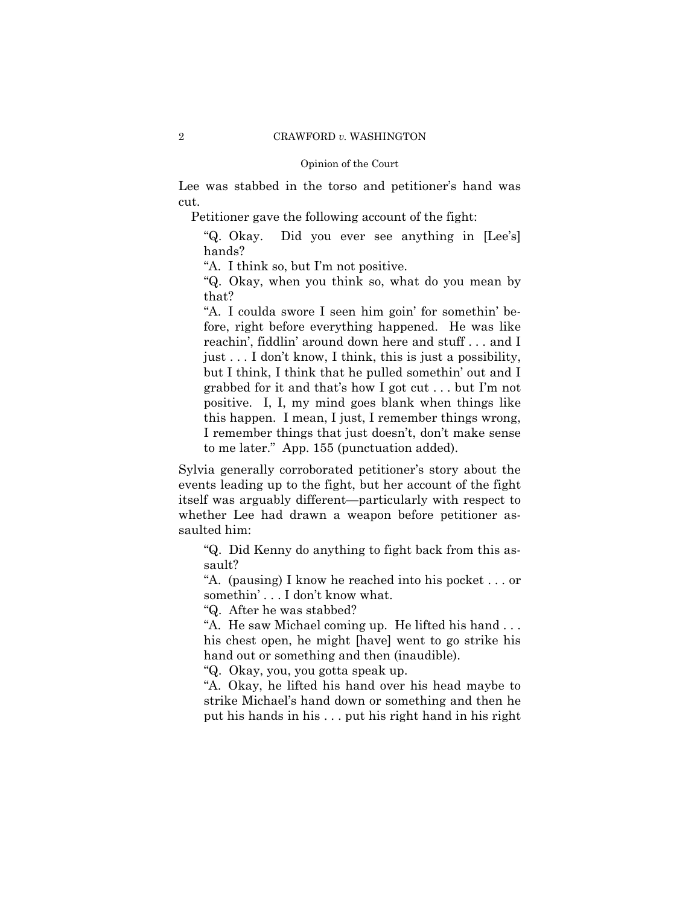Lee was stabbed in the torso and petitioner's hand was cut.

Petitioner gave the following account of the fight:

> "Q. Okay. Did you ever see anything in [Lee's] hands?
>
> "A. I think so, but I'm not positive.
>
> "Q. Okay, when you think so, what do you mean by that?
>
> "A. I coulda swore I seen him goin' for somethin' before, right before everything happened. He was like reachin', fiddlin' around down here and stuff . . . and I just . . . I don't know, I think, this is just a possibility, but I think, I think that he pulled somethin' out and I grabbed for it and that's how I got cut . . . but I'm not positive. I, I, my mind goes blank when things like this happen. I mean, I just, I remember things wrong, I remember things that just doesn't, don't make sense to me later." App. 155 (punctuation added).

Sylvia generally corroborated petitioner's story about the events leading up to the fight, but her account of the fight itself was arguably different—particularly with respect to whether Lee had drawn a weapon before petitioner assaulted him:

> "Q. Did Kenny do anything to fight back from this assault?
>
> "A. (pausing) I know he reached into his pocket . . . or somethin' . . . I don't know what.
>
> "Q. After he was stabbed?
>
> "A. He saw Michael coming up. He lifted his hand . . . his chest open, he might [have] went to go strike his hand out or something and then (inaudible).
>
> "Q. Okay, you, you gotta speak up.
>
> "A. Okay, he lifted his hand over his head maybe to strike Michael's hand down or something and then he put his hands in his . . . put his right hand in his right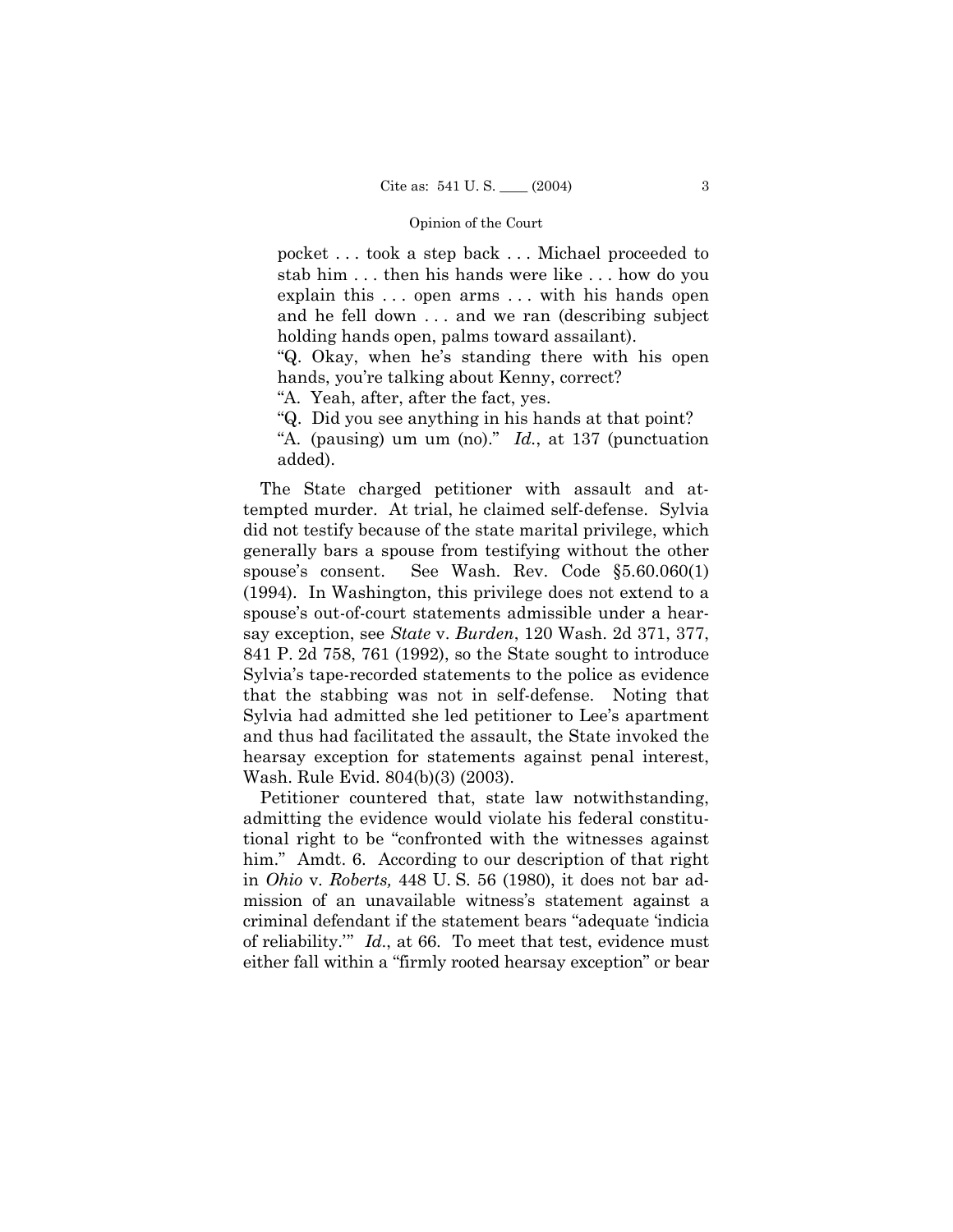> pocket . . . took a step back . . . Michael proceeded to stab him . . . then his hands were like . . . how do you explain this . . . open arms . . . with his hands open and he fell down . . . and we ran (describing subject holding hands open, palms toward assailant).
>
> "Q. Okay, when he's standing there with his open hands, you're talking about Kenny, correct?
>
> "A. Yeah, after, after the fact, yes.
>
> "Q. Did you see anything in his hands at that point?
>
> "A. (pausing) um um (no)." *Id.*, at 137 (punctuation added).

The State charged petitioner with assault and attempted murder. At trial, he claimed self-defense. Sylvia did not testify because of the state marital privilege, which generally bars a spouse from testifying without the other spouse's consent. See Wash. Rev. Code §5.60.060(1) (1994). In Washington, this privilege does not extend to a spouse's out-of-court statements admissible under a hearsay exception, see *State* v. *Burden*, 120 Wash. 2d 371, 377, 841 P. 2d 758, 761 (1992), so the State sought to introduce Sylvia's tape-recorded statements to the police as evidence that the stabbing was not in self-defense. Noting that Sylvia had admitted she led petitioner to Lee's apartment and thus had facilitated the assault, the State invoked the hearsay exception for statements against penal interest, Wash. Rule Evid. 804(b)(3) (2003).

Petitioner countered that, state law notwithstanding, admitting the evidence would violate his federal constitutional right to be "confronted with the witnesses against him." Amdt. 6. According to our description of that right in *Ohio* v. *Roberts,* 448 U. S. 56 (1980), it does not bar admission of an unavailable witness's statement against a criminal defendant if the statement bears "adequate 'indicia of reliability.'" *Id.*, at 66. To meet that test, evidence must either fall within a "firmly rooted hearsay exception" or bear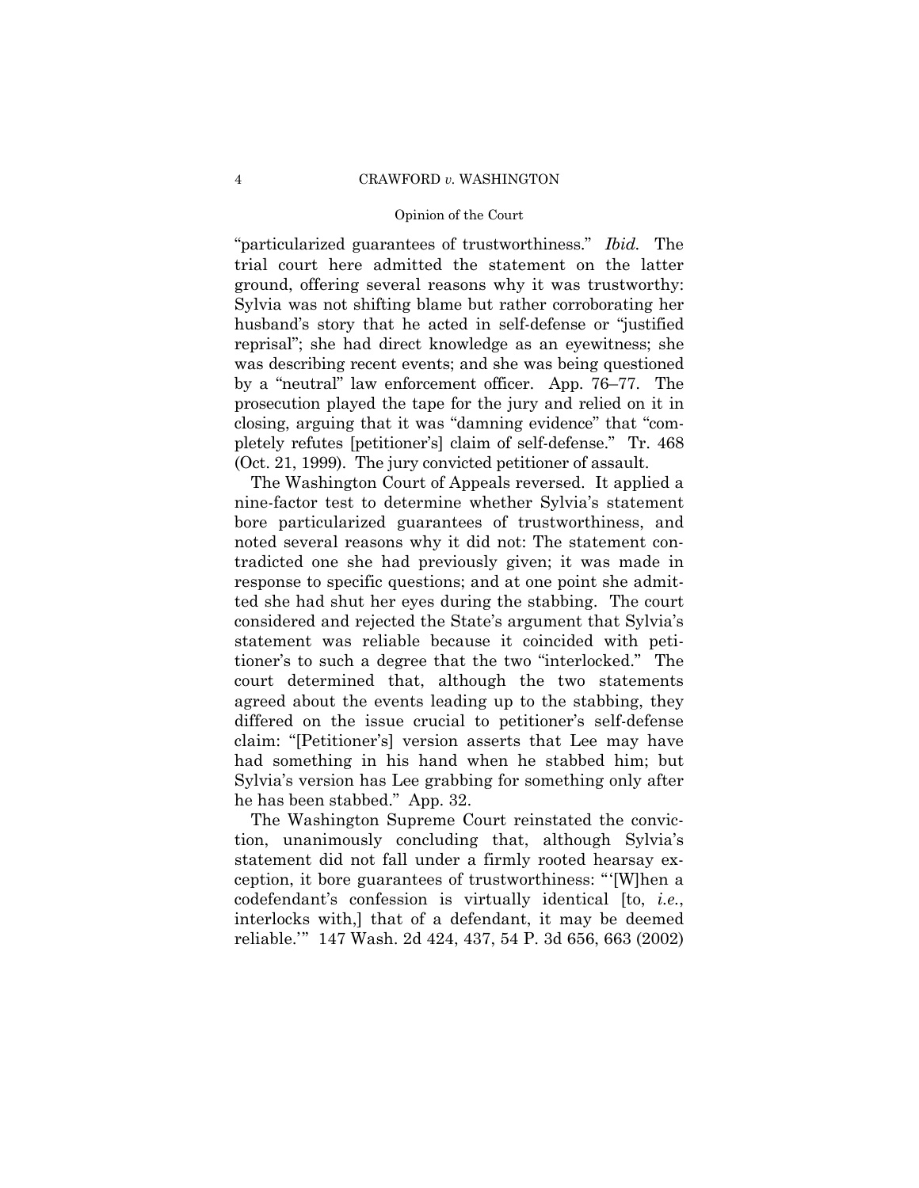"particularized guarantees of trustworthiness." *Ibid.* The trial court here admitted the statement on the latter ground, offering several reasons why it was trustworthy: Sylvia was not shifting blame but rather corroborating her husband's story that he acted in self-defense or "justified reprisal"; she had direct knowledge as an eyewitness; she was describing recent events; and she was being questioned by a "neutral" law enforcement officer. App. 76–77. The prosecution played the tape for the jury and relied on it in closing, arguing that it was "damning evidence" that "completely refutes [petitioner's] claim of self-defense." Tr. 468 (Oct. 21, 1999). The jury convicted petitioner of assault.

The Washington Court of Appeals reversed. It applied a nine-factor test to determine whether Sylvia's statement bore particularized guarantees of trustworthiness, and noted several reasons why it did not: The statement contradicted one she had previously given; it was made in response to specific questions; and at one point she admitted she had shut her eyes during the stabbing. The court considered and rejected the State's argument that Sylvia's statement was reliable because it coincided with petitioner's to such a degree that the two "interlocked." The court determined that, although the two statements agreed about the events leading up to the stabbing, they differed on the issue crucial to petitioner's self-defense claim: "[Petitioner's] version asserts that Lee may have had something in his hand when he stabbed him; but Sylvia's version has Lee grabbing for something only after he has been stabbed." App. 32.

The Washington Supreme Court reinstated the conviction, unanimously concluding that, although Sylvia's statement did not fall under a firmly rooted hearsay exception, it bore guarantees of trustworthiness: "'[W]hen a codefendant's confession is virtually identical [to, *i.e.*, interlocks with,] that of a defendant, it may be deemed reliable.'" 147 Wash. 2d 424, 437, 54 P. 3d 656, 663 (2002)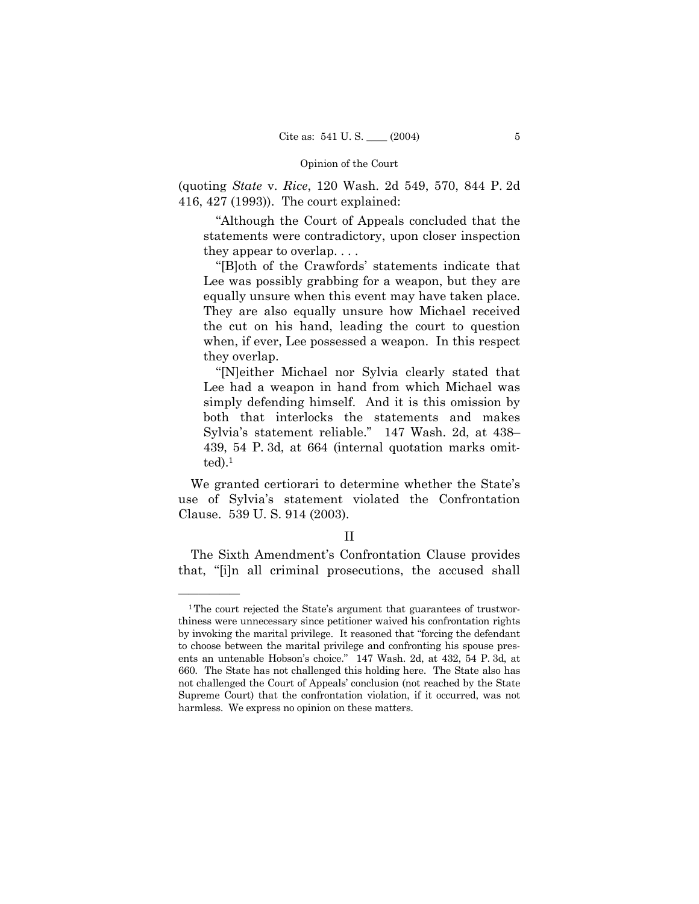(quoting *State* v. *Rice*, 120 Wash. 2d 549, 570, 844 P. 2d 416, 427 (1993)). The court explained:

> "Although the Court of Appeals concluded that the statements were contradictory, upon closer inspection they appear to overlap. . . .
>
> "[B]oth of the Crawfords' statements indicate that Lee was possibly grabbing for a weapon, but they are equally unsure when this event may have taken place. They are also equally unsure how Michael received the cut on his hand, leading the court to question when, if ever, Lee possessed a weapon. In this respect they overlap.
>
> "[N]either Michael nor Sylvia clearly stated that Lee had a weapon in hand from which Michael was simply defending himself. And it is this omission by both that interlocks the statements and makes Sylvia's statement reliable." 147 Wash. 2d, at 438–439, 54 P. 3d, at 664 (internal quotation marks omitted).[1]

We granted certiorari to determine whether the State's use of Sylvia's statement violated the Confrontation Clause. 539 U. S. 914 (2003).

## II

The Sixth Amendment's Confrontation Clause provides that, "[i]n all criminal prosecutions, the accused shall

---

[1] The court rejected the State's argument that guarantees of trustworthiness were unnecessary since petitioner waived his confrontation rights by invoking the marital privilege. It reasoned that "forcing the defendant to choose between the marital privilege and confronting his spouse presents an untenable Hobson's choice." 147 Wash. 2d, at 432, 54 P. 3d, at 660. The State has not challenged this holding here. The State also has not challenged the Court of Appeals' conclusion (not reached by the State Supreme Court) that the confrontation violation, if it occurred, was not harmless. We express no opinion on these matters.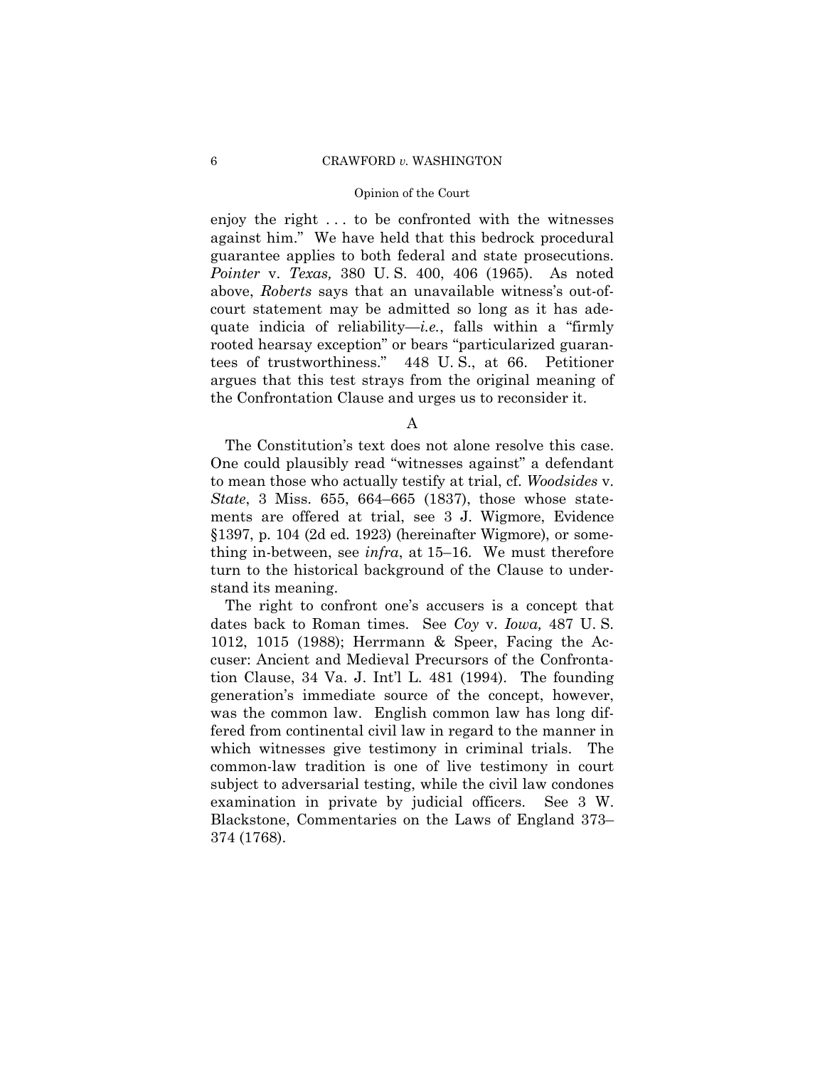enjoy the right . . . to be confronted with the witnesses against him." We have held that this bedrock procedural guarantee applies to both federal and state prosecutions. *Pointer* v. *Texas,* 380 U. S. 400, 406 (1965). As noted above, *Roberts* says that an unavailable witness's out-of-court statement may be admitted so long as it has adequate indicia of reliability—*i.e.*, falls within a "firmly rooted hearsay exception" or bears "particularized guarantees of trustworthiness." 448 U. S., at 66. Petitioner argues that this test strays from the original meaning of the Confrontation Clause and urges us to reconsider it.

### A

The Constitution's text does not alone resolve this case. One could plausibly read "witnesses against" a defendant to mean those who actually testify at trial, cf. *Woodsides* v. *State*, 3 Miss. 655, 664–665 (1837), those whose statements are offered at trial, see 3 J. Wigmore, Evidence §1397, p. 104 (2d ed. 1923) (hereinafter Wigmore), or something in-between, see *infra*, at 15–16. We must therefore turn to the historical background of the Clause to understand its meaning.

The right to confront one's accusers is a concept that dates back to Roman times. See *Coy* v. *Iowa,* 487 U. S. 1012, 1015 (1988); Herrmann & Speer, Facing the Accuser: Ancient and Medieval Precursors of the Confrontation Clause, 34 Va. J. Int'l L. 481 (1994). The founding generation's immediate source of the concept, however, was the common law. English common law has long differed from continental civil law in regard to the manner in which witnesses give testimony in criminal trials. The common-law tradition is one of live testimony in court subject to adversarial testing, while the civil law condones examination in private by judicial officers. See 3 W. Blackstone, Commentaries on the Laws of England 373–374 (1768).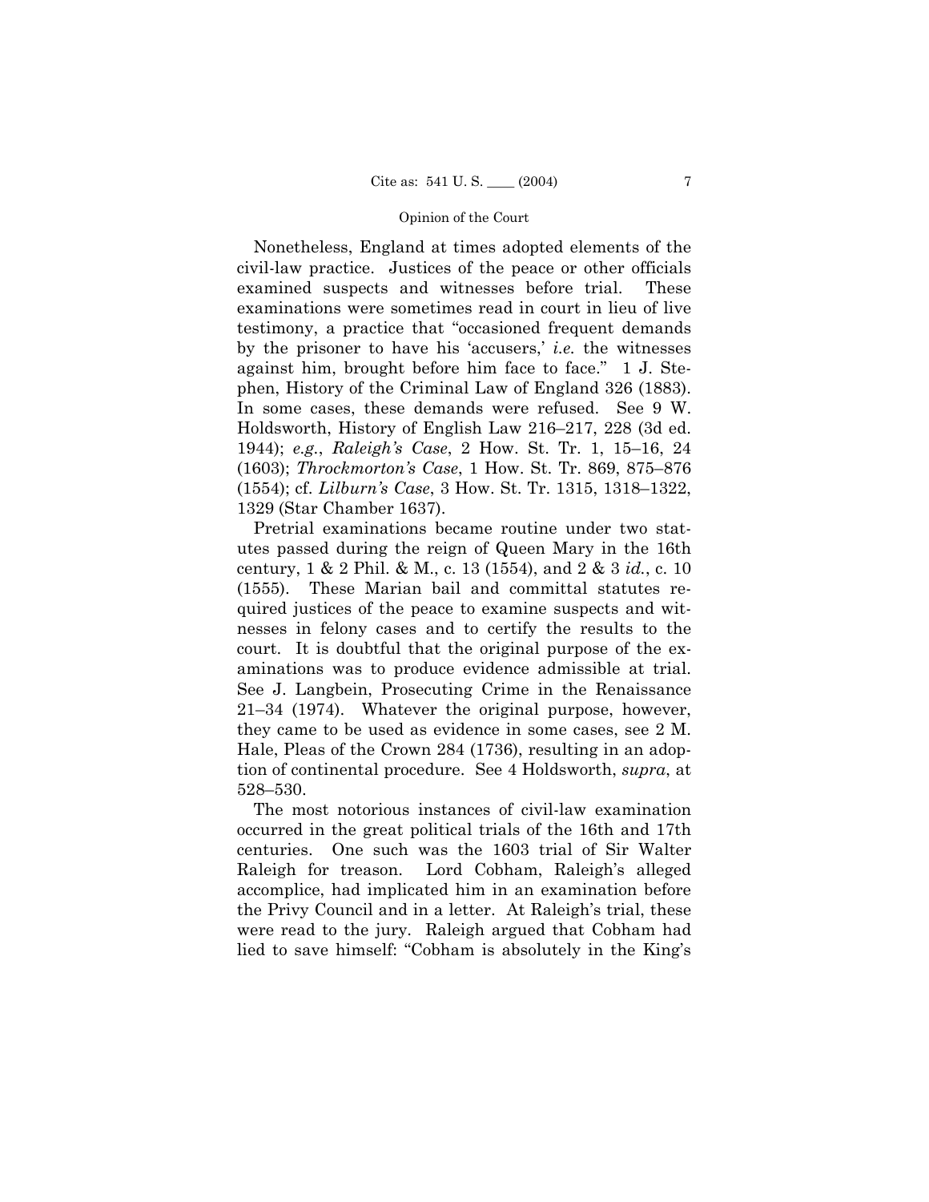Nonetheless, England at times adopted elements of the civil-law practice. Justices of the peace or other officials examined suspects and witnesses before trial. These examinations were sometimes read in court in lieu of live testimony, a practice that "occasioned frequent demands by the prisoner to have his 'accusers,' *i.e.* the witnesses against him, brought before him face to face." 1 J. Stephen, History of the Criminal Law of England 326 (1883). In some cases, these demands were refused. See 9 W. Holdsworth, History of English Law 216–217, 228 (3d ed. 1944); *e.g.*, *Raleigh's Case*, 2 How. St. Tr. 1, 15–16, 24 (1603); *Throckmorton's Case*, 1 How. St. Tr. 869, 875–876 (1554); cf. *Lilburn's Case*, 3 How. St. Tr. 1315, 1318–1322, 1329 (Star Chamber 1637).

Pretrial examinations became routine under two statutes passed during the reign of Queen Mary in the 16th century, 1 & 2 Phil. & M., c. 13 (1554), and 2 & 3 *id.*, c. 10 (1555). These Marian bail and committal statutes required justices of the peace to examine suspects and witnesses in felony cases and to certify the results to the court. It is doubtful that the original purpose of the examinations was to produce evidence admissible at trial. See J. Langbein, Prosecuting Crime in the Renaissance 21–34 (1974). Whatever the original purpose, however, they came to be used as evidence in some cases, see 2 M. Hale, Pleas of the Crown 284 (1736), resulting in an adoption of continental procedure. See 4 Holdsworth, *supra*, at 528–530.

The most notorious instances of civil-law examination occurred in the great political trials of the 16th and 17th centuries. One such was the 1603 trial of Sir Walter Raleigh for treason. Lord Cobham, Raleigh's alleged accomplice, had implicated him in an examination before the Privy Council and in a letter. At Raleigh's trial, these were read to the jury. Raleigh argued that Cobham had lied to save himself: "Cobham is absolutely in the King's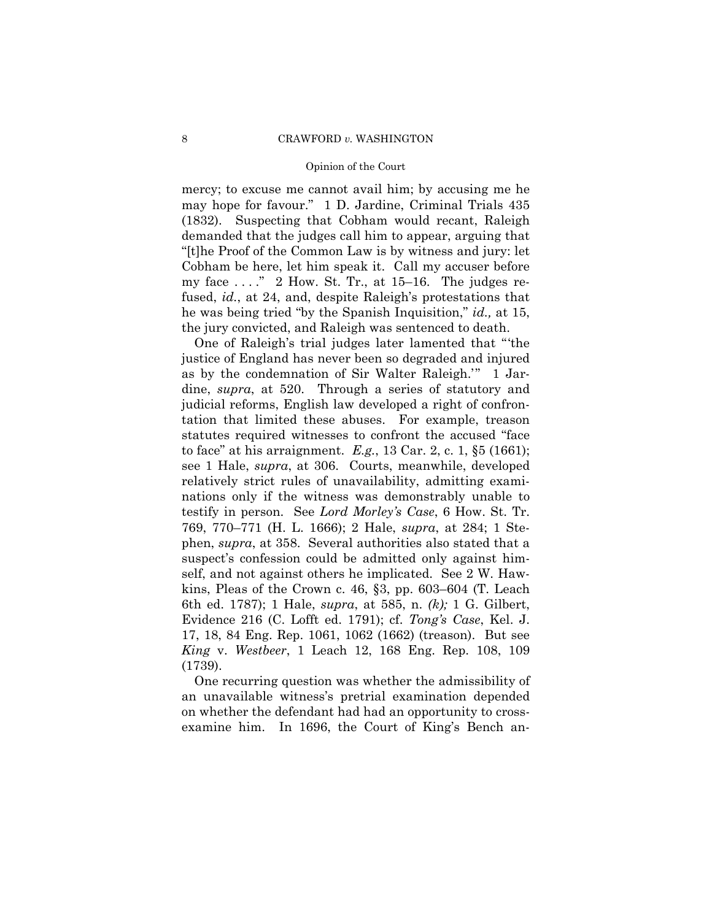mercy; to excuse me cannot avail him; by accusing me he may hope for favour." 1 D. Jardine, Criminal Trials 435 (1832). Suspecting that Cobham would recant, Raleigh demanded that the judges call him to appear, arguing that "[t]he Proof of the Common Law is by witness and jury: let Cobham be here, let him speak it. Call my accuser before my face . . . ." 2 How. St. Tr., at 15–16. The judges refused, *id.*, at 24, and, despite Raleigh's protestations that he was being tried "by the Spanish Inquisition," *id.,* at 15, the jury convicted, and Raleigh was sentenced to death.

One of Raleigh's trial judges later lamented that "'the justice of England has never been so degraded and injured as by the condemnation of Sir Walter Raleigh.'" 1 Jardine, *supra*, at 520. Through a series of statutory and judicial reforms, English law developed a right of confrontation that limited these abuses. For example, treason statutes required witnesses to confront the accused "face to face" at his arraignment. *E.g.*, 13 Car. 2, c. 1, §5 (1661); see 1 Hale, *supra*, at 306. Courts, meanwhile, developed relatively strict rules of unavailability, admitting examinations only if the witness was demonstrably unable to testify in person. See *Lord Morley's Case*, 6 How. St. Tr. 769, 770–771 (H. L. 1666); 2 Hale, *supra*, at 284; 1 Stephen, *supra*, at 358. Several authorities also stated that a suspect's confession could be admitted only against himself, and not against others he implicated. See 2 W. Hawkins, Pleas of the Crown c. 46, §3, pp. 603–604 (T. Leach 6th ed. 1787); 1 Hale, *supra*, at 585, n. *(k);* 1 G. Gilbert, Evidence 216 (C. Lofft ed. 1791); cf. *Tong's Case*, Kel. J. 17, 18, 84 Eng. Rep. 1061, 1062 (1662) (treason). But see *King* v. *Westbeer*, 1 Leach 12, 168 Eng. Rep. 108, 109 (1739).

One recurring question was whether the admissibility of an unavailable witness's pretrial examination depended on whether the defendant had had an opportunity to cross-examine him. In 1696, the Court of King's Bench an-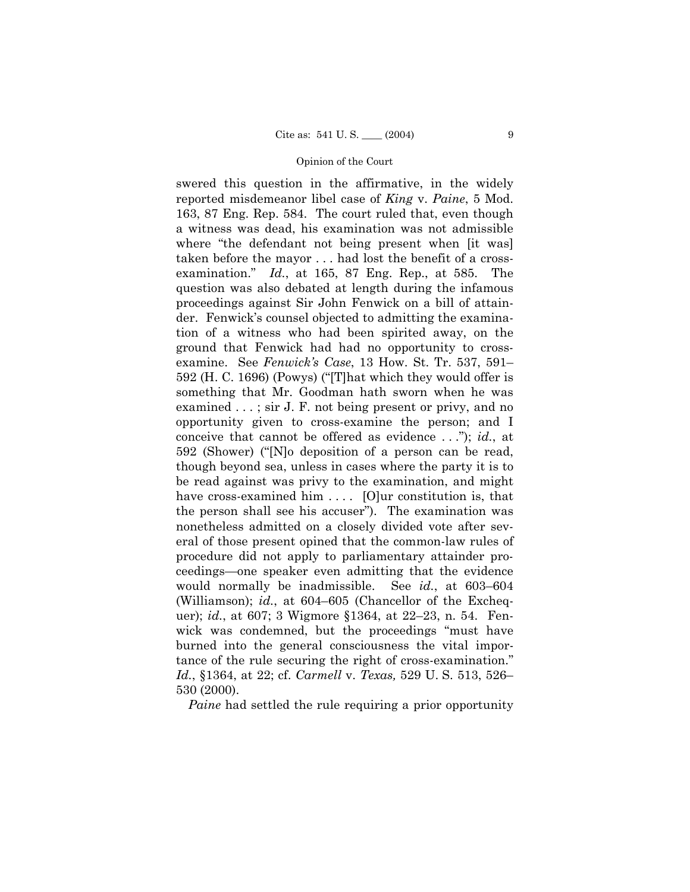swered this question in the affirmative, in the widely reported misdemeanor libel case of *King* v. *Paine*, 5 Mod. 163, 87 Eng. Rep. 584. The court ruled that, even though a witness was dead, his examination was not admissible where "the defendant not being present when [it was] taken before the mayor . . . had lost the benefit of a cross-examination." *Id.*, at 165, 87 Eng. Rep., at 585. The question was also debated at length during the infamous proceedings against Sir John Fenwick on a bill of attainder. Fenwick's counsel objected to admitting the examination of a witness who had been spirited away, on the ground that Fenwick had had no opportunity to cross-examine. See *Fenwick's Case*, 13 How. St. Tr. 537, 591–592 (H. C. 1696) (Powys) ("[T]hat which they would offer is something that Mr. Goodman hath sworn when he was examined . . . ; sir J. F. not being present or privy, and no opportunity given to cross-examine the person; and I conceive that cannot be offered as evidence . . ."); *id.*, at 592 (Shower) ("[N]o deposition of a person can be read, though beyond sea, unless in cases where the party it is to be read against was privy to the examination, and might have cross-examined him . . . . [O]ur constitution is, that the person shall see his accuser"). The examination was nonetheless admitted on a closely divided vote after several of those present opined that the common-law rules of procedure did not apply to parliamentary attainder proceedings—one speaker even admitting that the evidence would normally be inadmissible. See *id.*, at 603–604 (Williamson); *id.*, at 604–605 (Chancellor of the Exchequer); *id.*, at 607; 3 Wigmore §1364, at 22–23, n. 54. Fenwick was condemned, but the proceedings "must have burned into the general consciousness the vital importance of the rule securing the right of cross-examination." *Id.*, §1364, at 22; cf. *Carmell* v. *Texas,* 529 U. S. 513, 526–530 (2000).

*Paine* had settled the rule requiring a prior opportunity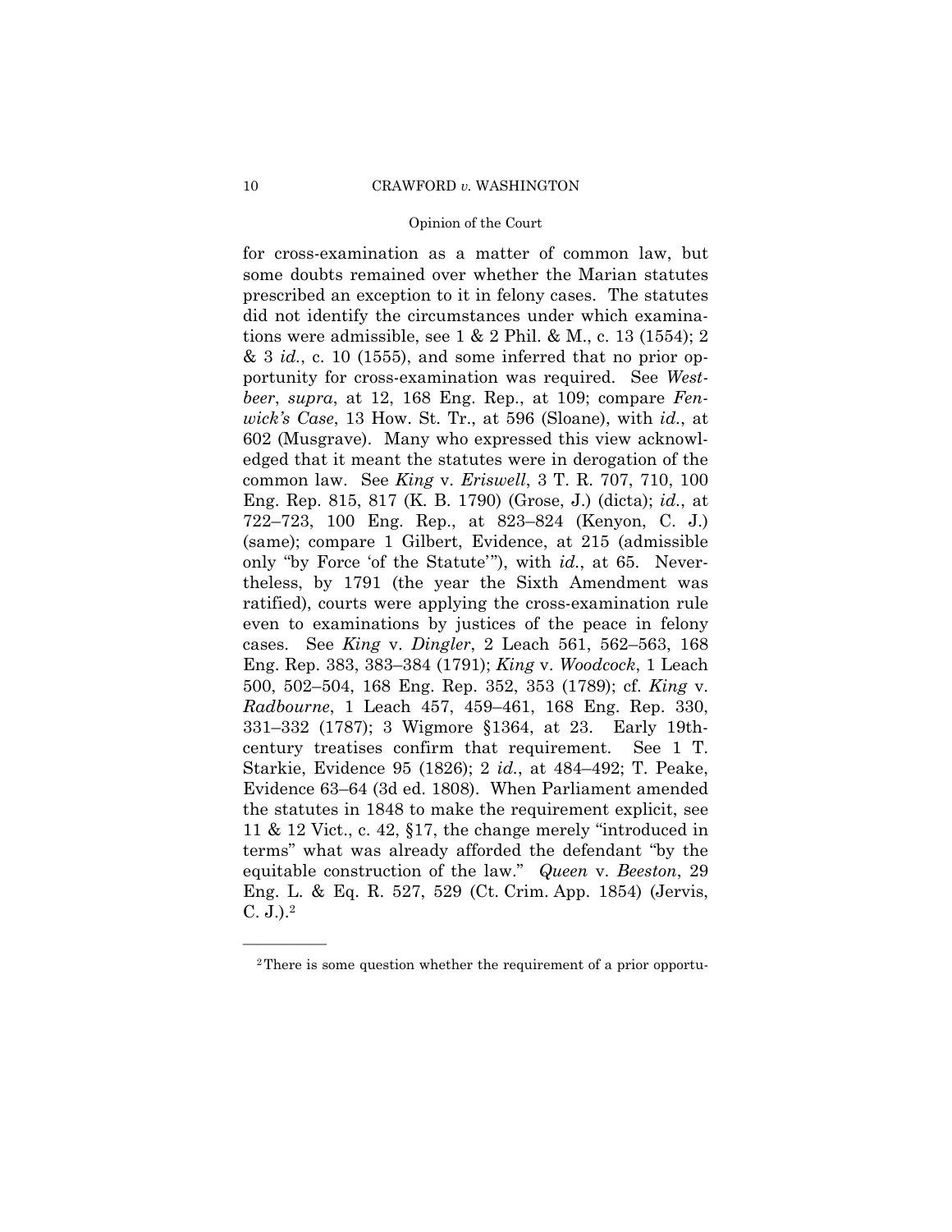for cross-examination as a matter of common law, but some doubts remained over whether the Marian statutes prescribed an exception to it in felony cases. The statutes did not identify the circumstances under which examinations were admissible, see 1 & 2 Phil. & M., c. 13 (1554); 2 & 3 *id.*, c. 10 (1555), and some inferred that no prior opportunity for cross-examination was required. See *Westbeer*, *supra*, at 12, 168 Eng. Rep., at 109; compare *Fenwick's Case*, 13 How. St. Tr., at 596 (Sloane), with *id.*, at 602 (Musgrave). Many who expressed this view acknowledged that it meant the statutes were in derogation of the common law. See *King* v. *Eriswell*, 3 T. R. 707, 710, 100 Eng. Rep. 815, 817 (K. B. 1790) (Grose, J.) (dicta); *id.*, at 722–723, 100 Eng. Rep., at 823–824 (Kenyon, C. J.) (same); compare 1 Gilbert, Evidence, at 215 (admissible only "by Force 'of the Statute'"), with *id.*, at 65. Nevertheless, by 1791 (the year the Sixth Amendment was ratified), courts were applying the cross-examination rule even to examinations by justices of the peace in felony cases. See *King* v. *Dingler*, 2 Leach 561, 562–563, 168 Eng. Rep. 383, 383–384 (1791); *King* v. *Woodcock*, 1 Leach 500, 502–504, 168 Eng. Rep. 352, 353 (1789); cf. *King* v. *Radbourne*, 1 Leach 457, 459–461, 168 Eng. Rep. 330, 331–332 (1787); 3 Wigmore §1364, at 23. Early 19th-century treatises confirm that requirement. See 1 T. Starkie, Evidence 95 (1826); 2 *id.*, at 484–492; T. Peake, Evidence 63–64 (3d ed. 1808). When Parliament amended the statutes in 1848 to make the requirement explicit, see 11 & 12 Vict., c. 42, §17, the change merely "introduced in terms" what was already afforded the defendant "by the equitable construction of the law." *Queen* v. *Beeston*, 29 Eng. L. & Eq. R. 527, 529 (Ct. Crim. App. 1854) (Jervis, C. J.).[2]

---

[2] There is some question whether the requirement of a prior opportu-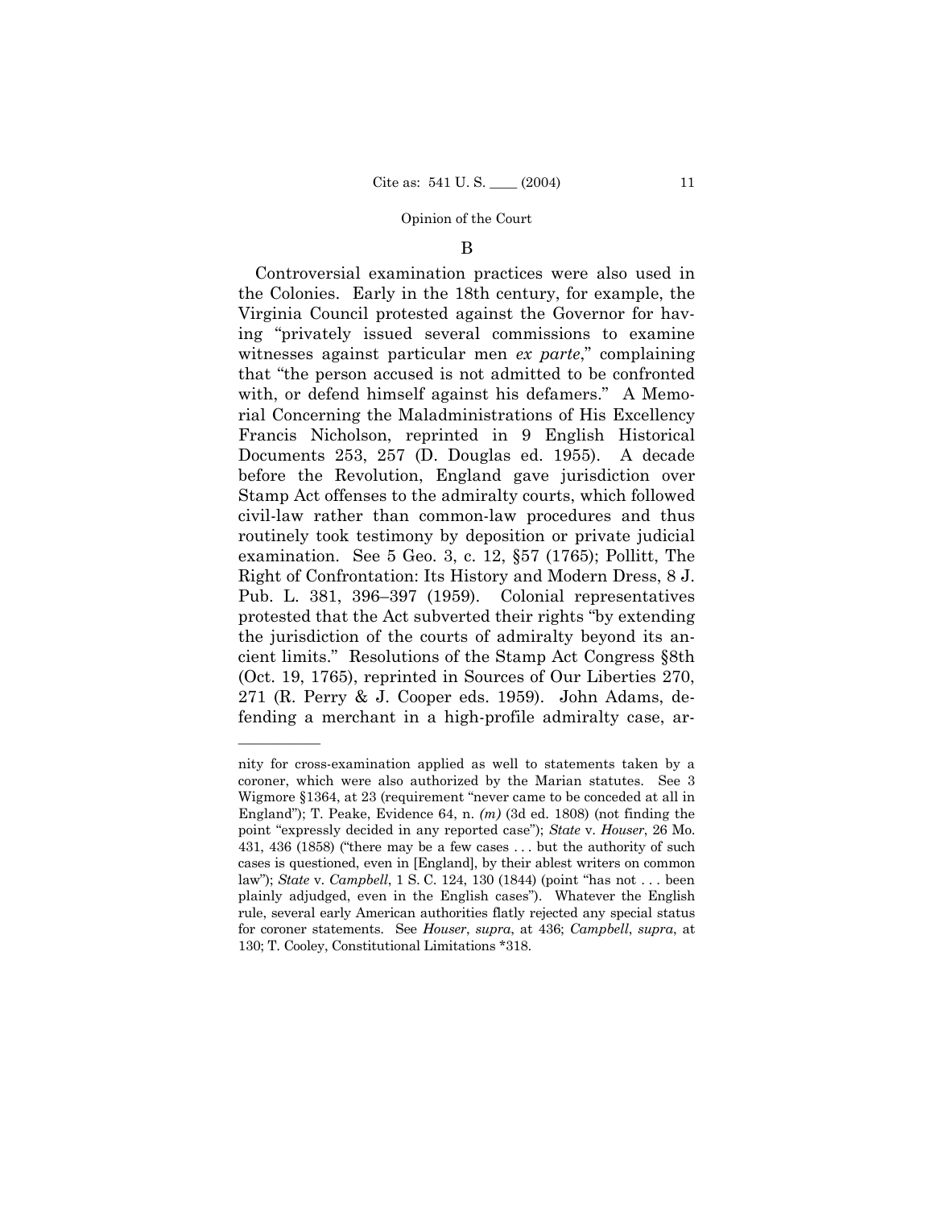## B

Controversial examination practices were also used in the Colonies. Early in the 18th century, for example, the Virginia Council protested against the Governor for having "privately issued several commissions to examine witnesses against particular men *ex parte*," complaining that "the person accused is not admitted to be confronted with, or defend himself against his defamers." A Memorial Concerning the Maladministrations of His Excellency Francis Nicholson, reprinted in 9 English Historical Documents 253, 257 (D. Douglas ed. 1955). A decade before the Revolution, England gave jurisdiction over Stamp Act offenses to the admiralty courts, which followed civil-law rather than common-law procedures and thus routinely took testimony by deposition or private judicial examination. See 5 Geo. 3, c. 12, §57 (1765); Pollitt, The Right of Confrontation: Its History and Modern Dress, 8 J. Pub. L. 381, 396–397 (1959). Colonial representatives protested that the Act subverted their rights "by extending the jurisdiction of the courts of admiralty beyond its ancient limits." Resolutions of the Stamp Act Congress §8th (Oct. 19, 1765), reprinted in Sources of Our Liberties 270, 271 (R. Perry & J. Cooper eds. 1959). John Adams, defending a merchant in a high-profile admiralty case, ar-

---

nity for cross-examination applied as well to statements taken by a coroner, which were also authorized by the Marian statutes. See 3 Wigmore §1364, at 23 (requirement "never came to be conceded at all in England"); T. Peake, Evidence 64, n. *(m)* (3d ed. 1808) (not finding the point "expressly decided in any reported case"); *State* v. *Houser*, 26 Mo. 431, 436 (1858) ("there may be a few cases . . . but the authority of such cases is questioned, even in [England], by their ablest writers on common law"); *State* v. *Campbell*, 1 S. C. 124, 130 (1844) (point "has not . . . been plainly adjudged, even in the English cases"). Whatever the English rule, several early American authorities flatly rejected any special status for coroner statements. See *Houser*, *supra*, at 436; *Campbell*, *supra*, at 130; T. Cooley, Constitutional Limitations *318.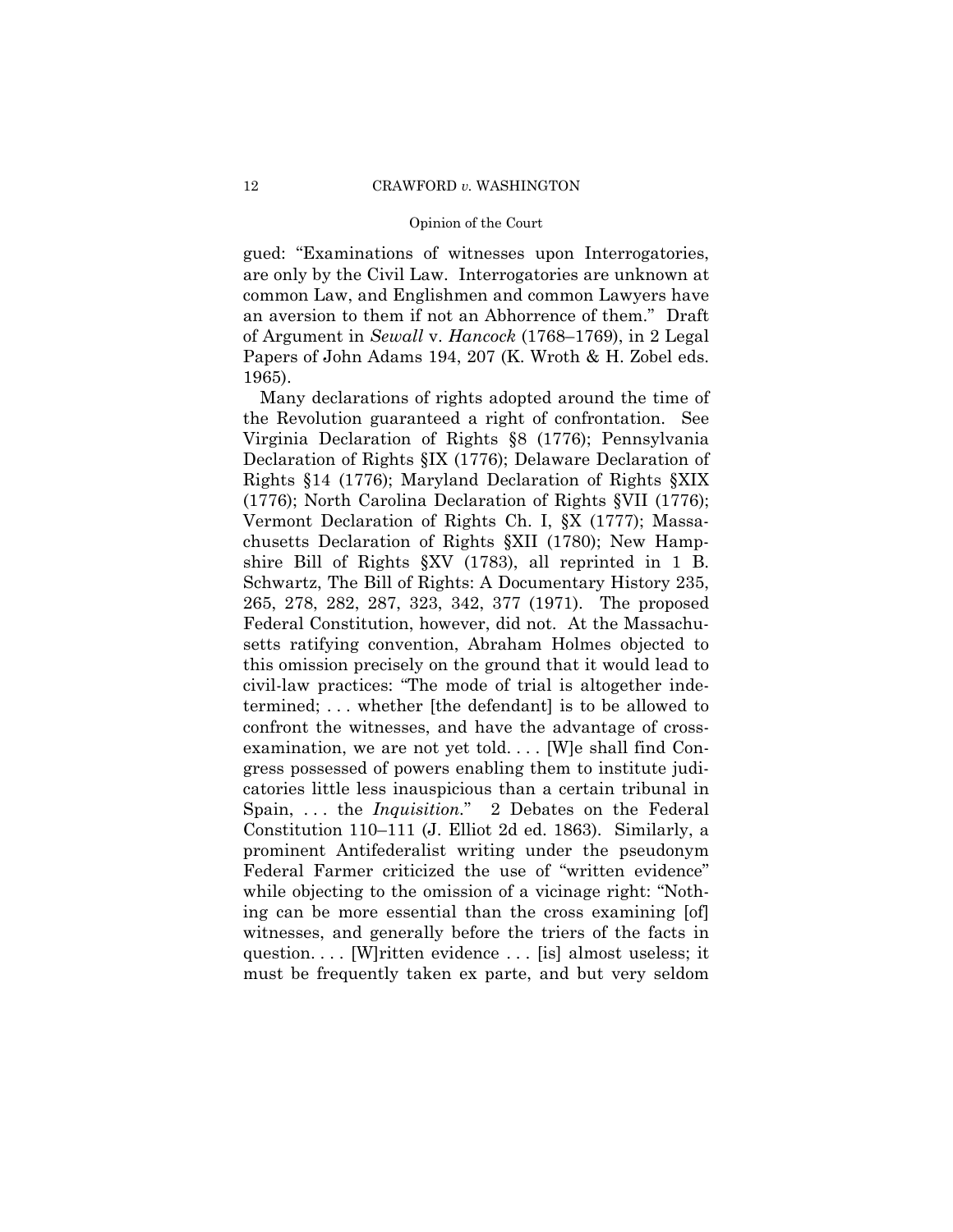gued: "Examinations of witnesses upon Interrogatories, are only by the Civil Law. Interrogatories are unknown at common Law, and Englishmen and common Lawyers have an aversion to them if not an Abhorrence of them." Draft of Argument in *Sewall* v. *Hancock* (1768–1769), in 2 Legal Papers of John Adams 194, 207 (K. Wroth & H. Zobel eds. 1965).

Many declarations of rights adopted around the time of the Revolution guaranteed a right of confrontation. See Virginia Declaration of Rights §8 (1776); Pennsylvania Declaration of Rights §IX (1776); Delaware Declaration of Rights §14 (1776); Maryland Declaration of Rights §XIX (1776); North Carolina Declaration of Rights §VII (1776); Vermont Declaration of Rights Ch. I, §X (1777); Massachusetts Declaration of Rights §XII (1780); New Hampshire Bill of Rights §XV (1783), all reprinted in 1 B. Schwartz, The Bill of Rights: A Documentary History 235, 265, 278, 282, 287, 323, 342, 377 (1971). The proposed Federal Constitution, however, did not. At the Massachusetts ratifying convention, Abraham Holmes objected to this omission precisely on the ground that it would lead to civil-law practices: "The mode of trial is altogether indetermined; . . . whether [the defendant] is to be allowed to confront the witnesses, and have the advantage of cross-examination, we are not yet told. . . . [W]e shall find Congress possessed of powers enabling them to institute judicatories little less inauspicious than a certain tribunal in Spain, . . . the *Inquisition*." 2 Debates on the Federal Constitution 110–111 (J. Elliot 2d ed. 1863). Similarly, a prominent Antifederalist writing under the pseudonym Federal Farmer criticized the use of "written evidence" while objecting to the omission of a vicinage right: "Nothing can be more essential than the cross examining [of] witnesses, and generally before the triers of the facts in question. . . . [W]ritten evidence . . . [is] almost useless; it must be frequently taken ex parte, and but very seldom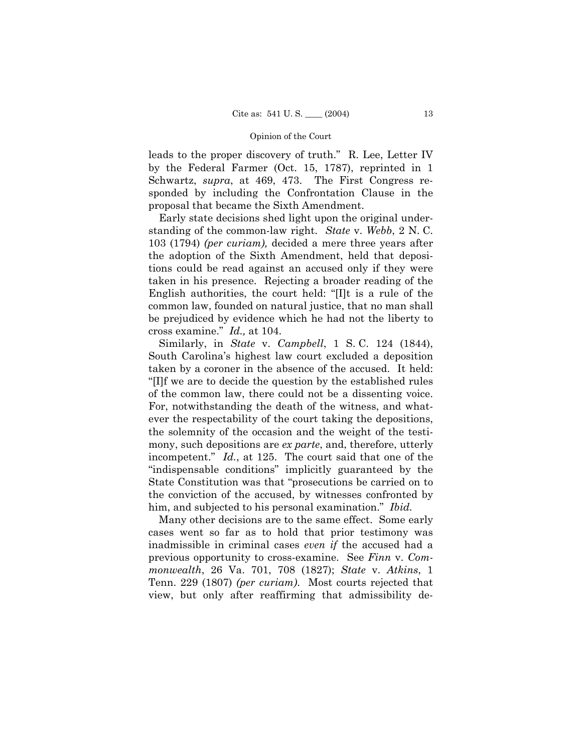leads to the proper discovery of truth." R. Lee, Letter IV by the Federal Farmer (Oct. 15, 1787), reprinted in 1 Schwartz, *supra*, at 469, 473. The First Congress responded by including the Confrontation Clause in the proposal that became the Sixth Amendment.

Early state decisions shed light upon the original understanding of the common-law right. *State* v. *Webb*, 2 N. C. 103 (1794) *(per curiam),* decided a mere three years after the adoption of the Sixth Amendment, held that depositions could be read against an accused only if they were taken in his presence. Rejecting a broader reading of the English authorities, the court held: "[I]t is a rule of the common law, founded on natural justice, that no man shall be prejudiced by evidence which he had not the liberty to cross examine." *Id.,* at 104.

Similarly, in *State* v. *Campbell*, 1 S. C. 124 (1844), South Carolina's highest law court excluded a deposition taken by a coroner in the absence of the accused. It held: "[I]f we are to decide the question by the established rules of the common law, there could not be a dissenting voice. For, notwithstanding the death of the witness, and whatever the respectability of the court taking the depositions, the solemnity of the occasion and the weight of the testimony, such depositions are *ex parte*, and, therefore, utterly incompetent." *Id.*, at 125. The court said that one of the "indispensable conditions" implicitly guaranteed by the State Constitution was that "prosecutions be carried on to the conviction of the accused, by witnesses confronted by him, and subjected to his personal examination." *Ibid.*

Many other decisions are to the same effect. Some early cases went so far as to hold that prior testimony was inadmissible in criminal cases *even if* the accused had a previous opportunity to cross-examine. See *Finn* v. *Commonwealth*, 26 Va. 701, 708 (1827); *State* v. *Atkins*, 1 Tenn. 229 (1807) *(per curiam).* Most courts rejected that view, but only after reaffirming that admissibility de-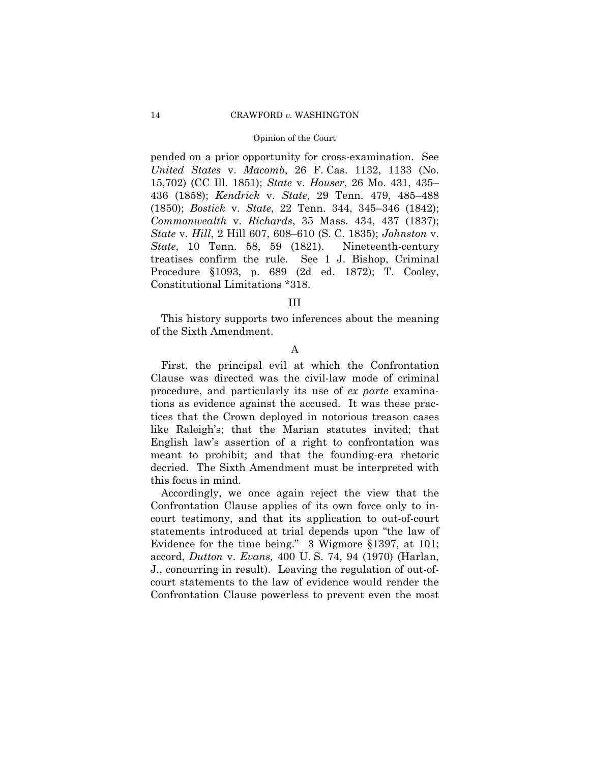pended on a prior opportunity for cross-examination. See *United States* v. *Macomb*, 26 F. Cas. 1132, 1133 (No. 15,702) (CC Ill. 1851); *State* v. *Houser*, 26 Mo. 431, 435–436 (1858); *Kendrick* v. *State*, 29 Tenn. 479, 485–488 (1850); *Bostick* v. *State*, 22 Tenn. 344, 345–346 (1842); *Commonwealth* v. *Richards*, 35 Mass. 434, 437 (1837); *State* v. *Hill*, 2 Hill 607, 608–610 (S. C. 1835); *Johnston* v. *State*, 10 Tenn. 58, 59 (1821). Nineteenth-century treatises confirm the rule. See 1 J. Bishop, Criminal Procedure §1093, p. 689 (2d ed. 1872); T. Cooley, Constitutional Limitations *318.

## III

This history supports two inferences about the meaning of the Sixth Amendment.

### A

First, the principal evil at which the Confrontation Clause was directed was the civil-law mode of criminal procedure, and particularly its use of *ex parte* examinations as evidence against the accused. It was these practices that the Crown deployed in notorious treason cases like Raleigh's; that the Marian statutes invited; that English law's assertion of a right to confrontation was meant to prohibit; and that the founding-era rhetoric decried. The Sixth Amendment must be interpreted with this focus in mind.

Accordingly, we once again reject the view that the Confrontation Clause applies of its own force only to in-court testimony, and that its application to out-of-court statements introduced at trial depends upon "the law of Evidence for the time being." 3 Wigmore §1397, at 101; accord, *Dutton* v. *Evans,* 400 U. S. 74, 94 (1970) (Harlan, J., concurring in result). Leaving the regulation of out-of-court statements to the law of evidence would render the Confrontation Clause powerless to prevent even the most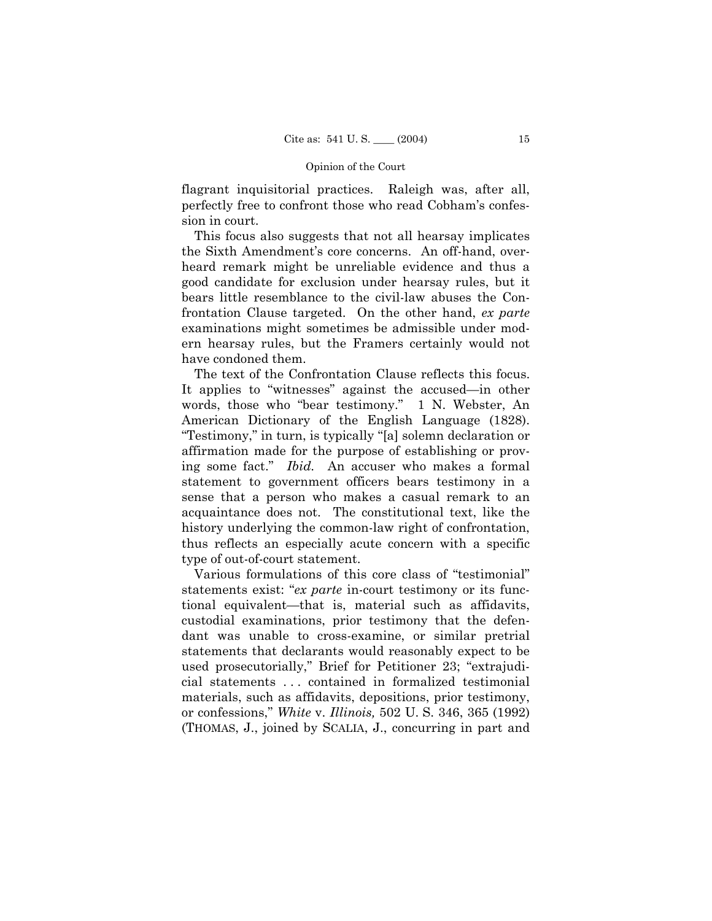flagrant inquisitorial practices. Raleigh was, after all, perfectly free to confront those who read Cobham's confession in court.

This focus also suggests that not all hearsay implicates the Sixth Amendment's core concerns. An off-hand, overheard remark might be unreliable evidence and thus a good candidate for exclusion under hearsay rules, but it bears little resemblance to the civil-law abuses the Confrontation Clause targeted. On the other hand, *ex parte* examinations might sometimes be admissible under modern hearsay rules, but the Framers certainly would not have condoned them.

The text of the Confrontation Clause reflects this focus. It applies to "witnesses" against the accused—in other words, those who "bear testimony." 1 N. Webster, An American Dictionary of the English Language (1828). "Testimony," in turn, is typically "[a] solemn declaration or affirmation made for the purpose of establishing or proving some fact." *Ibid.* An accuser who makes a formal statement to government officers bears testimony in a sense that a person who makes a casual remark to an acquaintance does not. The constitutional text, like the history underlying the common-law right of confrontation, thus reflects an especially acute concern with a specific type of out-of-court statement.

Various formulations of this core class of "testimonial" statements exist: "*ex parte* in-court testimony or its functional equivalent—that is, material such as affidavits, custodial examinations, prior testimony that the defendant was unable to cross-examine, or similar pretrial statements that declarants would reasonably expect to be used prosecutorially," Brief for Petitioner 23; "extrajudicial statements . . . contained in formalized testimonial materials, such as affidavits, depositions, prior testimony, or confessions," *White* v. *Illinois,* 502 U. S. 346, 365 (1992) (THOMAS, J., joined by SCALIA, J., concurring in part and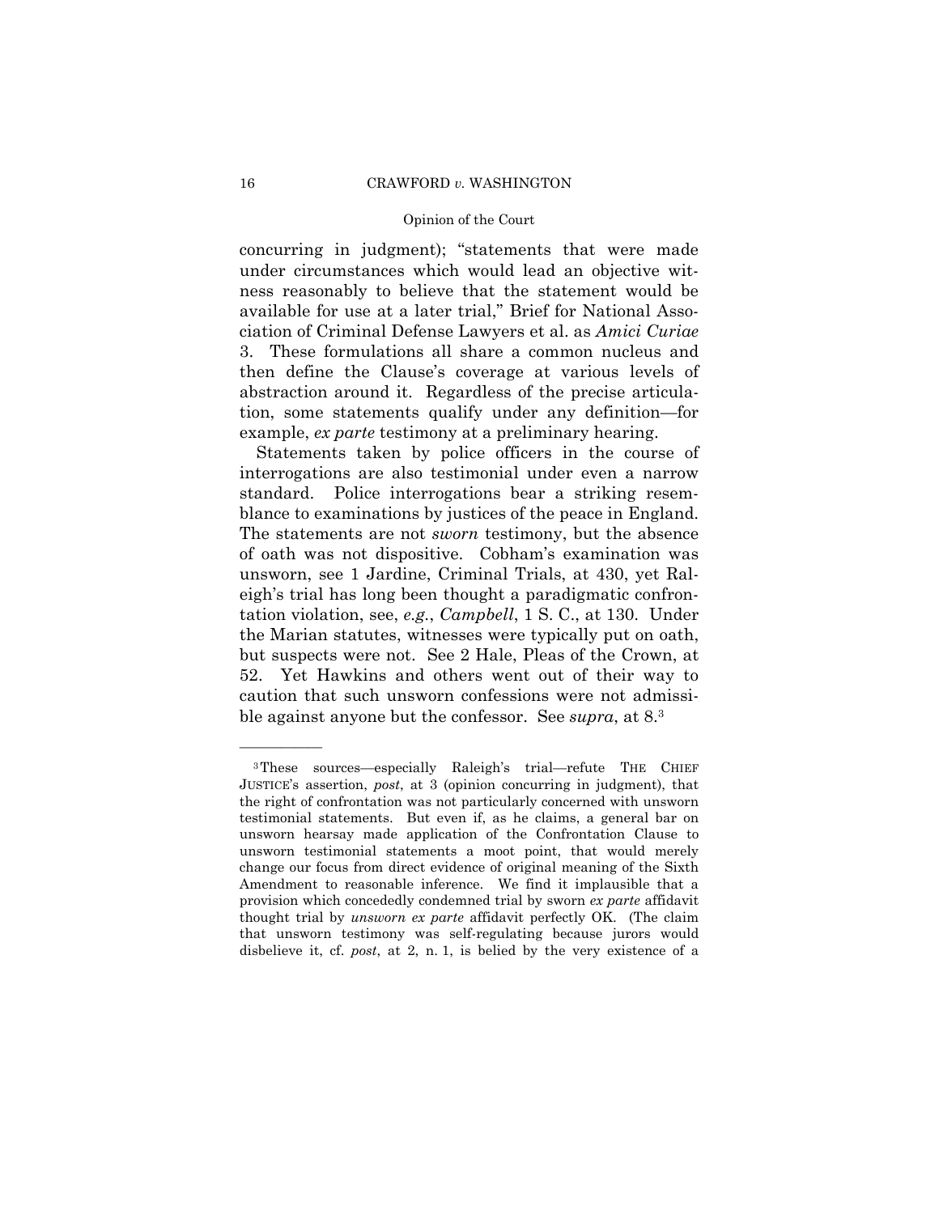concurring in judgment); "statements that were made under circumstances which would lead an objective witness reasonably to believe that the statement would be available for use at a later trial," Brief for National Association of Criminal Defense Lawyers et al. as *Amici Curiae* 3. These formulations all share a common nucleus and then define the Clause's coverage at various levels of abstraction around it. Regardless of the precise articulation, some statements qualify under any definition—for example, *ex parte* testimony at a preliminary hearing.

Statements taken by police officers in the course of interrogations are also testimonial under even a narrow standard. Police interrogations bear a striking resemblance to examinations by justices of the peace in England. The statements are not *sworn* testimony, but the absence of oath was not dispositive. Cobham's examination was unsworn, see 1 Jardine, Criminal Trials, at 430, yet Raleigh's trial has long been thought a paradigmatic confrontation violation, see, *e.g.*, *Campbell*, 1 S. C., at 130. Under the Marian statutes, witnesses were typically put on oath, but suspects were not. See 2 Hale, Pleas of the Crown, at 52. Yet Hawkins and others went out of their way to caution that such unsworn confessions were not admissible against anyone but the confessor. See *supra*, at 8.[3]

---

[3] These sources—especially Raleigh's trial—refute THE CHIEF JUSTICE's assertion, *post*, at 3 (opinion concurring in judgment), that the right of confrontation was not particularly concerned with unsworn testimonial statements. But even if, as he claims, a general bar on unsworn hearsay made application of the Confrontation Clause to unsworn testimonial statements a moot point, that would merely change our focus from direct evidence of original meaning of the Sixth Amendment to reasonable inference. We find it implausible that a provision which concededly condemned trial by sworn *ex parte* affidavit thought trial by *unsworn ex parte* affidavit perfectly OK. (The claim that unsworn testimony was self-regulating because jurors would disbelieve it, cf. *post*, at 2, n. 1, is belied by the very existence of a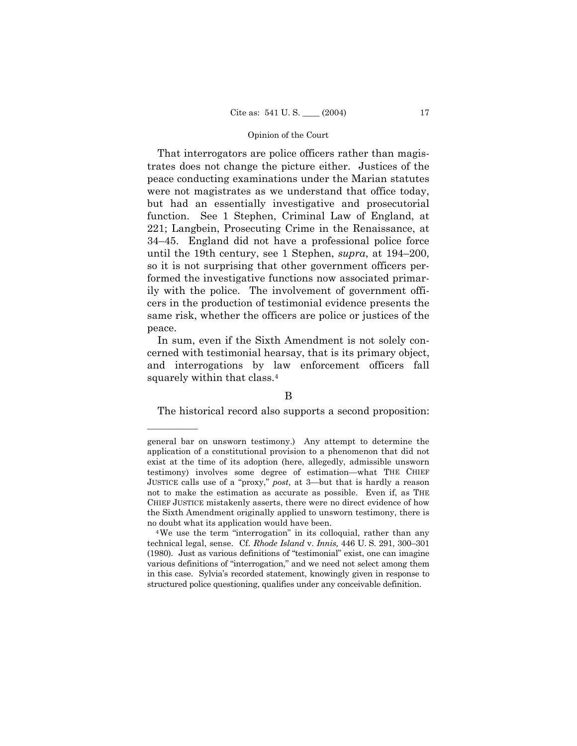That interrogators are police officers rather than magistrates does not change the picture either. Justices of the peace conducting examinations under the Marian statutes were not magistrates as we understand that office today, but had an essentially investigative and prosecutorial function. See 1 Stephen, Criminal Law of England, at 221; Langbein, Prosecuting Crime in the Renaissance, at 34–45. England did not have a professional police force until the 19th century, see 1 Stephen, *supra*, at 194–200, so it is not surprising that other government officers performed the investigative functions now associated primarily with the police. The involvement of government officers in the production of testimonial evidence presents the same risk, whether the officers are police or justices of the peace.

In sum, even if the Sixth Amendment is not solely concerned with testimonial hearsay, that is its primary object, and interrogations by law enforcement officers fall squarely within that class.[4]

## B

The historical record also supports a second proposition:

---

general bar on unsworn testimony.) Any attempt to determine the application of a constitutional provision to a phenomenon that did not exist at the time of its adoption (here, allegedly, admissible unsworn testimony) involves some degree of estimation—what THE CHIEF JUSTICE calls use of a "proxy," *post*, at 3—but that is hardly a reason not to make the estimation as accurate as possible. Even if, as THE CHIEF JUSTICE mistakenly asserts, there were no direct evidence of how the Sixth Amendment originally applied to unsworn testimony, there is no doubt what its application would have been.

[4] We use the term "interrogation" in its colloquial, rather than any technical legal, sense. Cf. *Rhode Island* v. *Innis,* 446 U. S. 291, 300–301 (1980). Just as various definitions of "testimonial" exist, one can imagine various definitions of "interrogation," and we need not select among them in this case. Sylvia's recorded statement, knowingly given in response to structured police questioning, qualifies under any conceivable definition.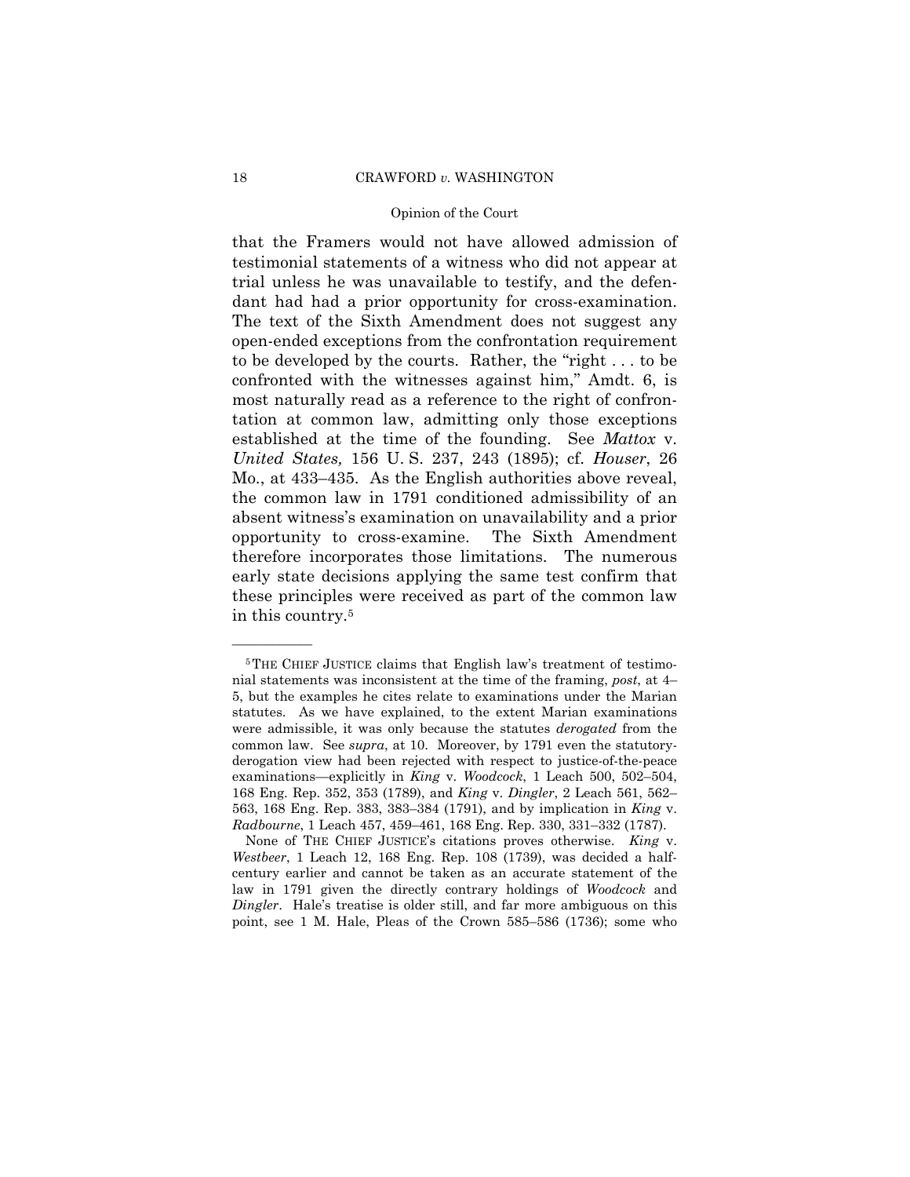that the Framers would not have allowed admission of testimonial statements of a witness who did not appear at trial unless he was unavailable to testify, and the defendant had had a prior opportunity for cross-examination. The text of the Sixth Amendment does not suggest any open-ended exceptions from the confrontation requirement to be developed by the courts. Rather, the "right . . . to be confronted with the witnesses against him," Amdt. 6, is most naturally read as a reference to the right of confrontation at common law, admitting only those exceptions established at the time of the founding. See *Mattox* v. *United States,* 156 U. S. 237, 243 (1895); cf. *Houser*, 26 Mo., at 433–435. As the English authorities above reveal, the common law in 1791 conditioned admissibility of an absent witness's examination on unavailability and a prior opportunity to cross-examine. The Sixth Amendment therefore incorporates those limitations. The numerous early state decisions applying the same test confirm that these principles were received as part of the common law in this country.[5]

---

[5] THE CHIEF JUSTICE claims that English law's treatment of testimonial statements was inconsistent at the time of the framing, *post*, at 4–5, but the examples he cites relate to examinations under the Marian statutes. As we have explained, to the extent Marian examinations were admissible, it was only because the statutes *derogated* from the common law. See *supra*, at 10. Moreover, by 1791 even the statutory-derogation view had been rejected with respect to justice-of-the-peace examinations—explicitly in *King* v. *Woodcock*, 1 Leach 500, 502–504, 168 Eng. Rep. 352, 353 (1789), and *King* v. *Dingler*, 2 Leach 561, 562–563, 168 Eng. Rep. 383, 383–384 (1791), and by implication in *King* v. *Radbourne*, 1 Leach 457, 459–461, 168 Eng. Rep. 330, 331–332 (1787).

None of THE CHIEF JUSTICE's citations proves otherwise. *King* v. *Westbeer*, 1 Leach 12, 168 Eng. Rep. 108 (1739), was decided a half-century earlier and cannot be taken as an accurate statement of the law in 1791 given the directly contrary holdings of *Woodcock* and *Dingler*. Hale's treatise is older still, and far more ambiguous on this point, see 1 M. Hale, Pleas of the Crown 585–586 (1736); some who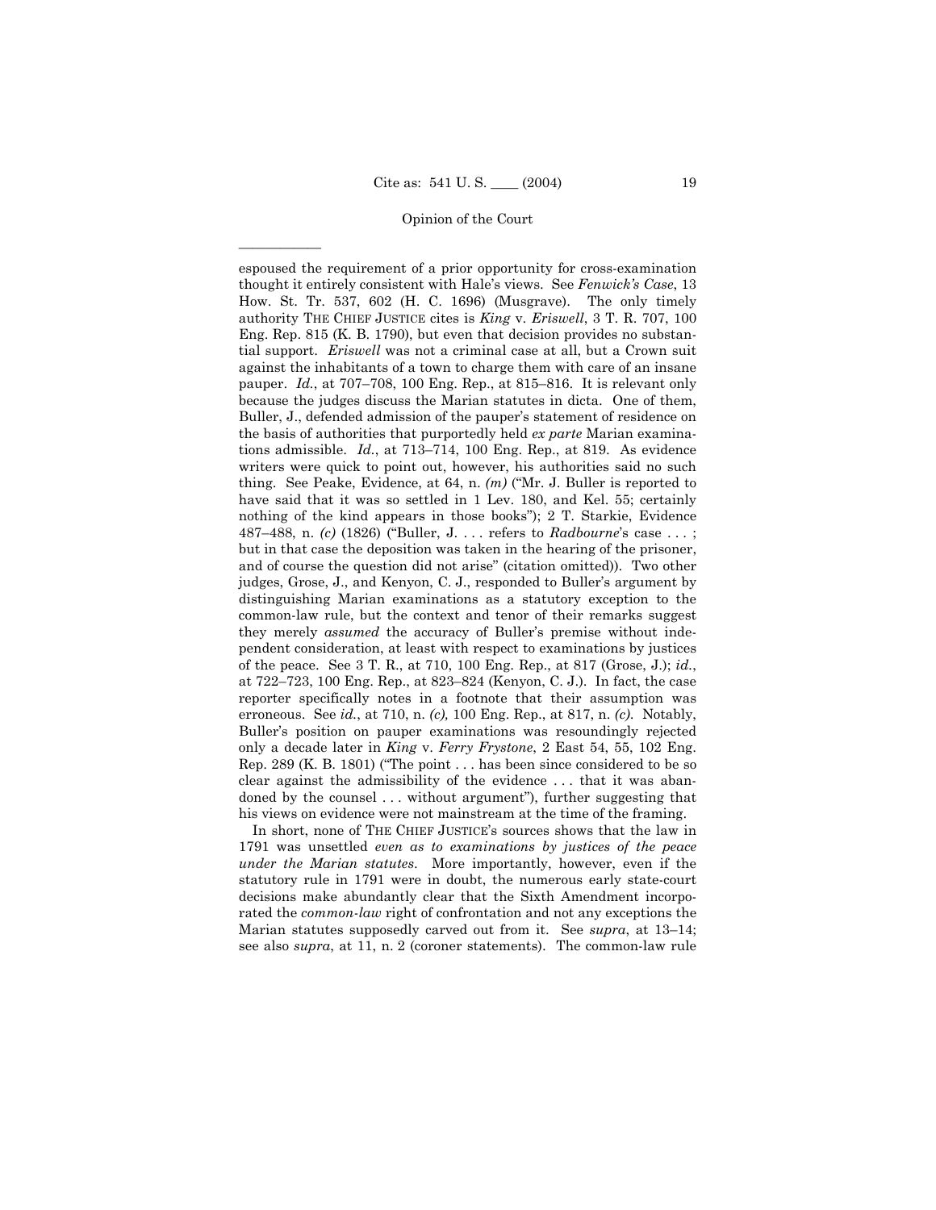espoused the requirement of a prior opportunity for cross-examination thought it entirely consistent with Hale's views. See *Fenwick's Case*, 13 How. St. Tr. 537, 602 (H. C. 1696) (Musgrave). The only timely authority THE CHIEF JUSTICE cites is *King* v. *Eriswell*, 3 T. R. 707, 100 Eng. Rep. 815 (K. B. 1790), but even that decision provides no substantial support. *Eriswell* was not a criminal case at all, but a Crown suit against the inhabitants of a town to charge them with care of an insane pauper. *Id.*, at 707–708, 100 Eng. Rep., at 815–816. It is relevant only because the judges discuss the Marian statutes in dicta. One of them, Buller, J., defended admission of the pauper's statement of residence on the basis of authorities that purportedly held *ex parte* Marian examinations admissible. *Id.*, at 713–714, 100 Eng. Rep., at 819. As evidence writers were quick to point out, however, his authorities said no such thing. See Peake, Evidence, at 64, n. *(m)* ("Mr. J. Buller is reported to have said that it was so settled in 1 Lev. 180, and Kel. 55; certainly nothing of the kind appears in those books"); 2 T. Starkie, Evidence 487–488, n. *(c)* (1826) ("Buller, J. . . . refers to *Radbourne*'s case . . . ; but in that case the deposition was taken in the hearing of the prisoner, and of course the question did not arise" (citation omitted)). Two other judges, Grose, J., and Kenyon, C. J., responded to Buller's argument by distinguishing Marian examinations as a statutory exception to the common-law rule, but the context and tenor of their remarks suggest they merely *assumed* the accuracy of Buller's premise without independent consideration, at least with respect to examinations by justices of the peace. See 3 T. R., at 710, 100 Eng. Rep., at 817 (Grose, J.); *id.*, at 722–723, 100 Eng. Rep., at 823–824 (Kenyon, C. J.). In fact, the case reporter specifically notes in a footnote that their assumption was erroneous. See *id.*, at 710, n. *(c)*, 100 Eng. Rep., at 817, n. *(c)*. Notably, Buller's position on pauper examinations was resoundingly rejected only a decade later in *King* v. *Ferry Frystone*, 2 East 54, 55, 102 Eng. Rep. 289 (K. B. 1801) ("The point . . . has been since considered to be so clear against the admissibility of the evidence . . . that it was abandoned by the counsel . . . without argument"), further suggesting that his views on evidence were not mainstream at the time of the framing.

In short, none of THE CHIEF JUSTICE's sources shows that the law in 1791 was unsettled *even as to examinations by justices of the peace under the Marian statutes*. More importantly, however, even if the statutory rule in 1791 were in doubt, the numerous early state-court decisions make abundantly clear that the Sixth Amendment incorporated the *common-law* right of confrontation and not any exceptions the Marian statutes supposedly carved out from it. See *supra*, at 13–14; see also *supra*, at 11, n. 2 (coroner statements). The common-law rule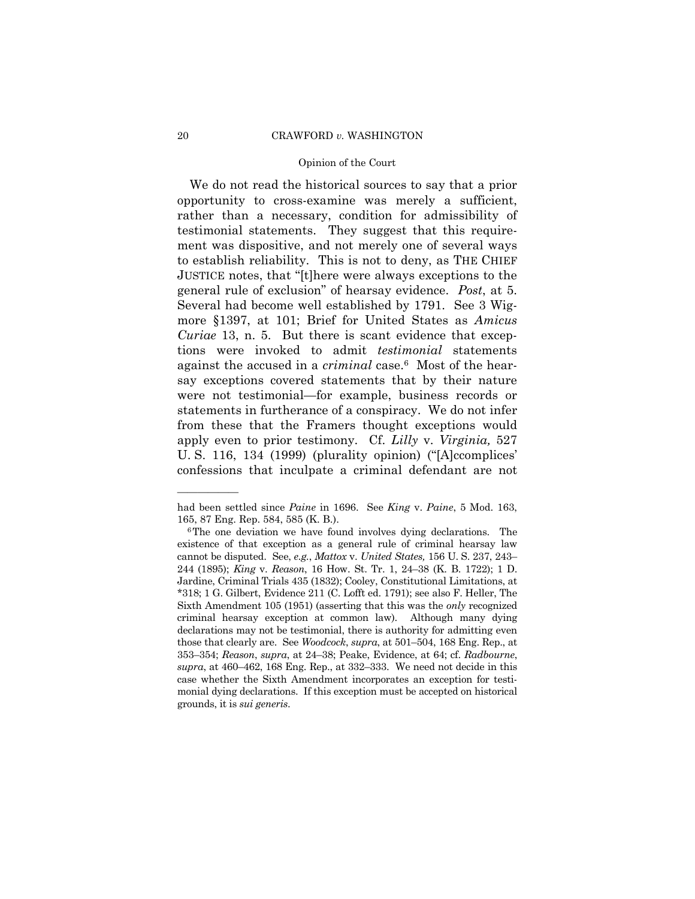We do not read the historical sources to say that a prior opportunity to cross-examine was merely a sufficient, rather than a necessary, condition for admissibility of testimonial statements. They suggest that this requirement was dispositive, and not merely one of several ways to establish reliability. This is not to deny, as THE CHIEF JUSTICE notes, that "[t]here were always exceptions to the general rule of exclusion" of hearsay evidence. *Post*, at 5. Several had become well established by 1791. See 3 Wigmore §1397, at 101; Brief for United States as *Amicus Curiae* 13, n. 5. But there is scant evidence that exceptions were invoked to admit *testimonial* statements against the accused in a *criminal* case.[6] Most of the hearsay exceptions covered statements that by their nature were not testimonial—for example, business records or statements in furtherance of a conspiracy. We do not infer from these that the Framers thought exceptions would apply even to prior testimony. Cf. *Lilly* v. *Virginia,* 527 U. S. 116, 134 (1999) (plurality opinion) ("[A]ccomplices' confessions that inculpate a criminal defendant are not

---

had been settled since *Paine* in 1696. See *King* v. *Paine*, 5 Mod. 163, 165, 87 Eng. Rep. 584, 585 (K. B.).

[6] The one deviation we have found involves dying declarations. The existence of that exception as a general rule of criminal hearsay law cannot be disputed. See, *e.g.*, *Mattox* v. *United States,* 156 U. S. 237, 243–244 (1895); *King* v. *Reason*, 16 How. St. Tr. 1, 24–38 (K. B. 1722); 1 D. Jardine, Criminal Trials 435 (1832); Cooley, Constitutional Limitations, at *318; 1 G. Gilbert, Evidence 211 (C. Lofft ed. 1791); see also F. Heller, The Sixth Amendment 105 (1951) (asserting that this was the *only* recognized criminal hearsay exception at common law). Although many dying declarations may not be testimonial, there is authority for admitting even those that clearly are. See *Woodcock*, *supra*, at 501–504, 168 Eng. Rep., at 353–354; *Reason*, *supra*, at 24–38; Peake, Evidence, at 64; cf. *Radbourne*, *supra*, at 460–462, 168 Eng. Rep., at 332–333. We need not decide in this case whether the Sixth Amendment incorporates an exception for testimonial dying declarations. If this exception must be accepted on historical grounds, it is *sui generis*.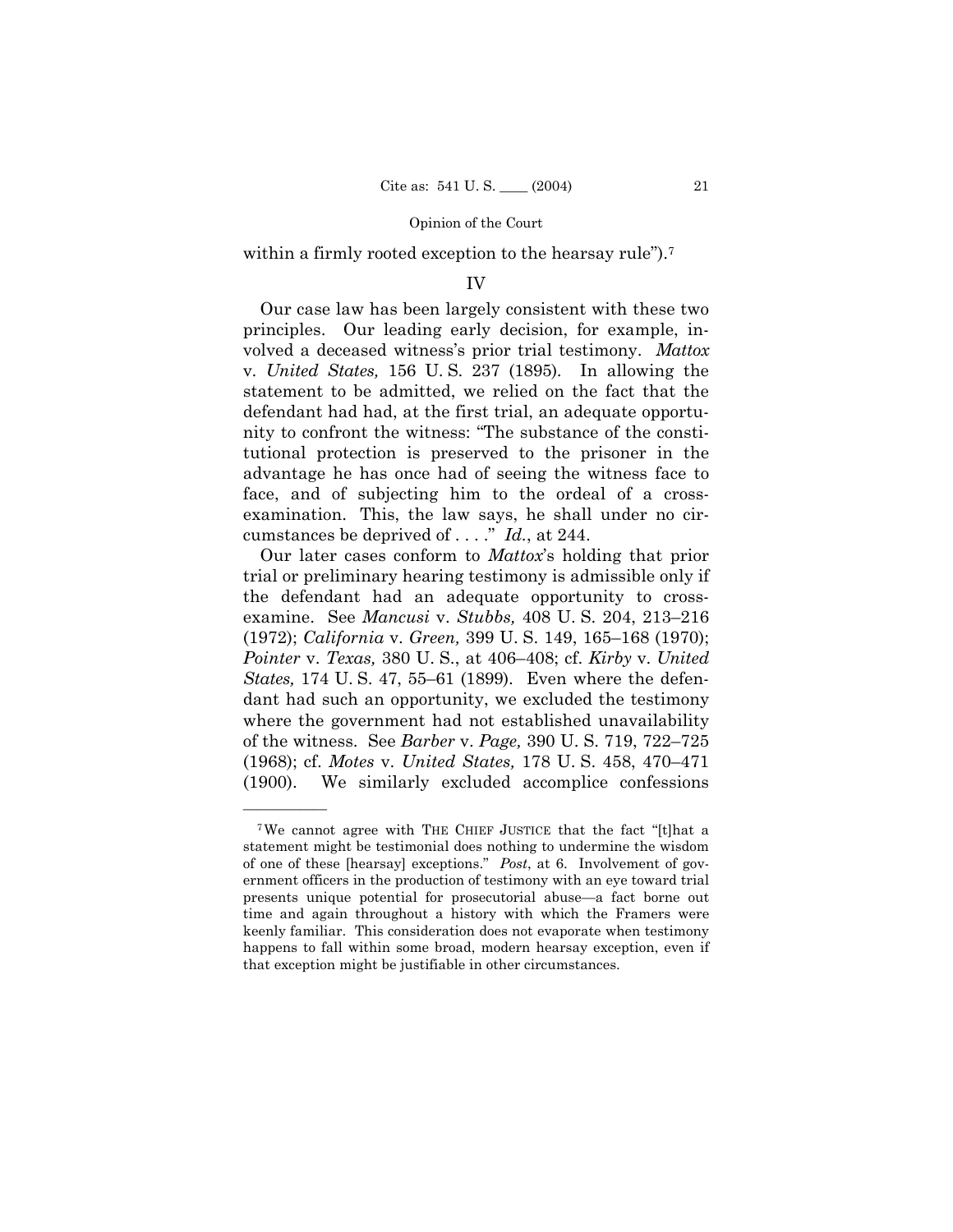within a firmly rooted exception to the hearsay rule").[7]

## IV

Our case law has been largely consistent with these two principles. Our leading early decision, for example, involved a deceased witness's prior trial testimony. *Mattox* v. *United States,* 156 U. S. 237 (1895). In allowing the statement to be admitted, we relied on the fact that the defendant had had, at the first trial, an adequate opportunity to confront the witness: "The substance of the constitutional protection is preserved to the prisoner in the advantage he has once had of seeing the witness face to face, and of subjecting him to the ordeal of a cross-examination. This, the law says, he shall under no circumstances be deprived of . . . ." *Id.*, at 244.

Our later cases conform to *Mattox*'s holding that prior trial or preliminary hearing testimony is admissible only if the defendant had an adequate opportunity to cross-examine. See *Mancusi* v. *Stubbs,* 408 U. S. 204, 213–216 (1972); *California* v. *Green,* 399 U. S. 149, 165–168 (1970); *Pointer* v. *Texas,* 380 U. S., at 406–408; cf. *Kirby* v. *United States,* 174 U. S. 47, 55–61 (1899). Even where the defendant had such an opportunity, we excluded the testimony where the government had not established unavailability of the witness. See *Barber* v. *Page,* 390 U. S. 719, 722–725 (1968); cf. *Motes* v. *United States,* 178 U. S. 458, 470–471 (1900). We similarly excluded accomplice confessions

---

[7] We cannot agree with THE CHIEF JUSTICE that the fact "[t]hat a statement might be testimonial does nothing to undermine the wisdom of one of these [hearsay] exceptions." *Post*, at 6. Involvement of government officers in the production of testimony with an eye toward trial presents unique potential for prosecutorial abuse—a fact borne out time and again throughout a history with which the Framers were keenly familiar. This consideration does not evaporate when testimony happens to fall within some broad, modern hearsay exception, even if that exception might be justifiable in other circumstances.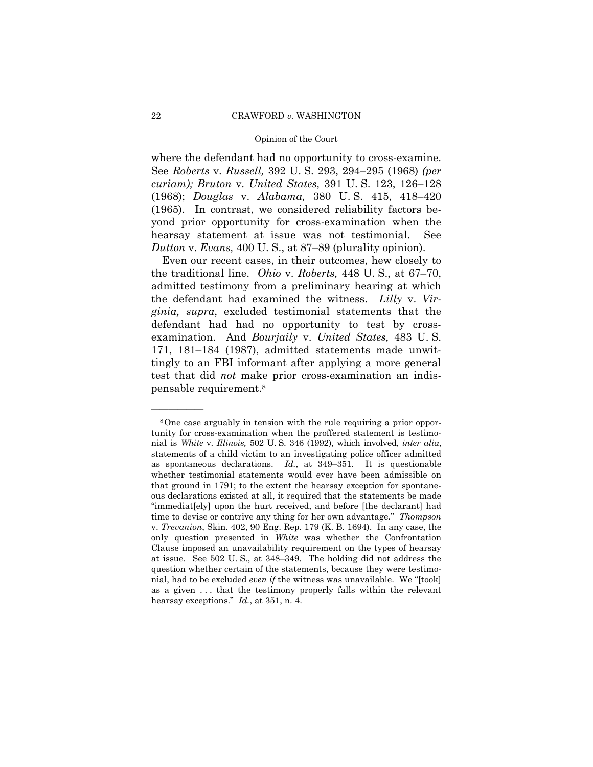where the defendant had no opportunity to cross-examine. See *Roberts* v. *Russell,* 392 U. S. 293, 294–295 (1968) *(per curiam); Bruton* v. *United States,* 391 U. S. 123, 126–128 (1968); *Douglas* v. *Alabama,* 380 U. S. 415, 418–420 (1965). In contrast, we considered reliability factors beyond prior opportunity for cross-examination when the hearsay statement at issue was not testimonial. See *Dutton* v. *Evans,* 400 U. S., at 87–89 (plurality opinion).

Even our recent cases, in their outcomes, hew closely to the traditional line. *Ohio* v. *Roberts,* 448 U. S., at 67–70, admitted testimony from a preliminary hearing at which the defendant had examined the witness. *Lilly* v. *Virginia, supra*, excluded testimonial statements that the defendant had had no opportunity to test by cross-examination. And *Bourjaily* v. *United States,* 483 U. S. 171, 181–184 (1987), admitted statements made unwittingly to an FBI informant after applying a more general test that did *not* make prior cross-examination an indispensable requirement.[8]

---

[8] One case arguably in tension with the rule requiring a prior opportunity for cross-examination when the proffered statement is testimonial is *White* v. *Illinois,* 502 U. S. 346 (1992), which involved, *inter alia*, statements of a child victim to an investigating police officer admitted as spontaneous declarations. *Id.*, at 349–351. It is questionable whether testimonial statements would ever have been admissible on that ground in 1791; to the extent the hearsay exception for spontaneous declarations existed at all, it required that the statements be made "immediat[ely] upon the hurt received, and before [the declarant] had time to devise or contrive any thing for her own advantage." *Thompson* v. *Trevanion*, Skin. 402, 90 Eng. Rep. 179 (K. B. 1694). In any case, the only question presented in *White* was whether the Confrontation Clause imposed an unavailability requirement on the types of hearsay at issue. See 502 U. S., at 348–349. The holding did not address the question whether certain of the statements, because they were testimonial, had to be excluded *even if* the witness was unavailable. We "[took] as a given . . . that the testimony properly falls within the relevant hearsay exceptions." *Id.*, at 351, n. 4.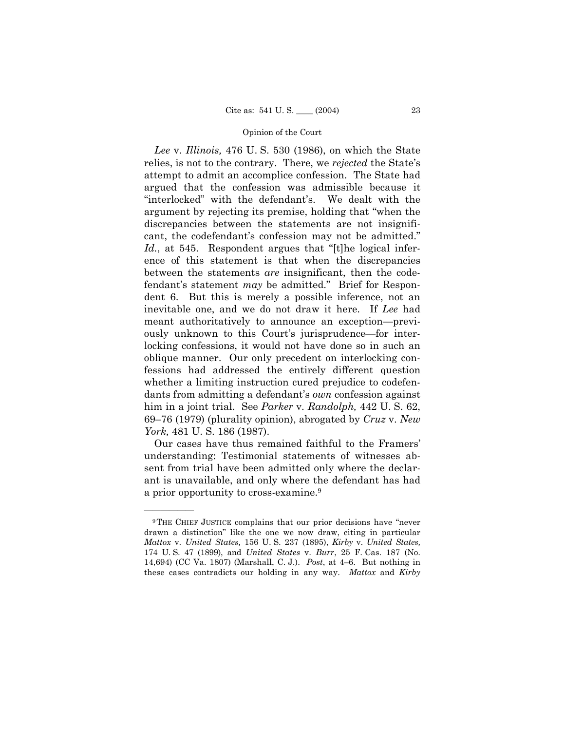*Lee* v. *Illinois,* 476 U. S. 530 (1986), on which the State relies, is not to the contrary. There, we *rejected* the State's attempt to admit an accomplice confession. The State had argued that the confession was admissible because it "interlocked" with the defendant's. We dealt with the argument by rejecting its premise, holding that "when the discrepancies between the statements are not insignificant, the codefendant's confession may not be admitted." *Id.*, at 545. Respondent argues that "[t]he logical inference of this statement is that when the discrepancies between the statements *are* insignificant, then the codefendant's statement *may* be admitted." Brief for Respondent 6. But this is merely a possible inference, not an inevitable one, and we do not draw it here. If *Lee* had meant authoritatively to announce an exception—previously unknown to this Court's jurisprudence—for interlocking confessions, it would not have done so in such an oblique manner. Our only precedent on interlocking confessions had addressed the entirely different question whether a limiting instruction cured prejudice to codefendants from admitting a defendant's *own* confession against him in a joint trial. See *Parker* v. *Randolph,* 442 U. S. 62, 69–76 (1979) (plurality opinion), abrogated by *Cruz* v. *New York,* 481 U. S. 186 (1987).

Our cases have thus remained faithful to the Framers' understanding: Testimonial statements of witnesses absent from trial have been admitted only where the declarant is unavailable, and only where the defendant has had a prior opportunity to cross-examine.[9]

---

[9] THE CHIEF JUSTICE complains that our prior decisions have "never drawn a distinction" like the one we now draw, citing in particular *Mattox* v. *United States,* 156 U. S. 237 (1895), *Kirby* v. *United States,* 174 U. S. 47 (1899), and *United States* v. *Burr*, 25 F. Cas. 187 (No. 14,694) (CC Va. 1807) (Marshall, C. J.). *Post*, at 4–6. But nothing in these cases contradicts our holding in any way. *Mattox* and *Kirby*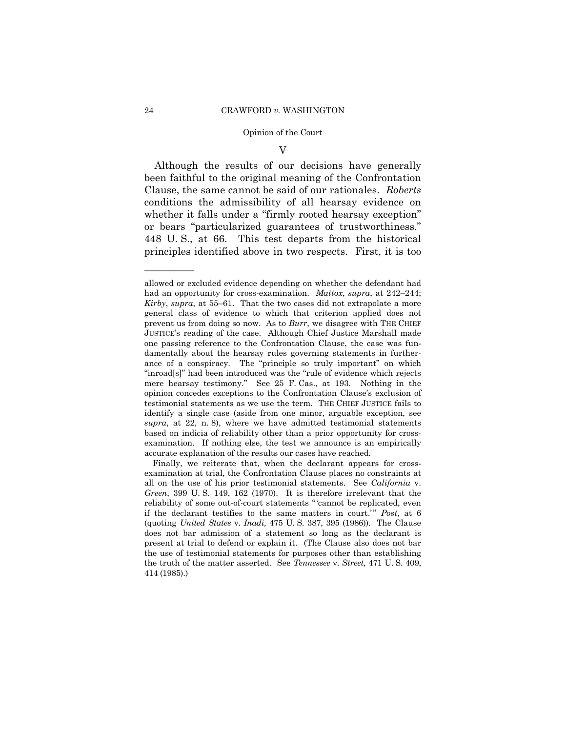## V

Although the results of our decisions have generally been faithful to the original meaning of the Confrontation Clause, the same cannot be said of our rationales. *Roberts* conditions the admissibility of all hearsay evidence on whether it falls under a "firmly rooted hearsay exception" or bears "particularized guarantees of trustworthiness." 448 U. S., at 66. This test departs from the historical principles identified above in two respects. First, it is too

---

allowed or excluded evidence depending on whether the defendant had had an opportunity for cross-examination. *Mattox*, *supra*, at 242–244; *Kirby*, *supra*, at 55–61. That the two cases did not extrapolate a more general class of evidence to which that criterion applied does not prevent us from doing so now. As to *Burr*, we disagree with THE CHIEF JUSTICE's reading of the case. Although Chief Justice Marshall made one passing reference to the Confrontation Clause, the case was fundamentally about the hearsay rules governing statements in furtherance of a conspiracy. The "principle so truly important" on which "inroad[s]" had been introduced was the "rule of evidence which rejects mere hearsay testimony." See 25 F. Cas., at 193. Nothing in the opinion concedes exceptions to the Confrontation Clause's exclusion of testimonial statements as we use the term. THE CHIEF JUSTICE fails to identify a single case (aside from one minor, arguable exception, see *supra*, at 22, n. 8), where we have admitted testimonial statements based on indicia of reliability other than a prior opportunity for cross-examination. If nothing else, the test we announce is an empirically accurate explanation of the results our cases have reached.

Finally, we reiterate that, when the declarant appears for cross-examination at trial, the Confrontation Clause places no constraints at all on the use of his prior testimonial statements. See *California* v. *Green*, 399 U. S. 149, 162 (1970). It is therefore irrelevant that the reliability of some out-of-court statements "'cannot be replicated, even if the declarant testifies to the same matters in court.'" *Post*, at 6 (quoting *United States* v. *Inadi,* 475 U. S. 387, 395 (1986)). The Clause does not bar admission of a statement so long as the declarant is present at trial to defend or explain it. (The Clause also does not bar the use of testimonial statements for purposes other than establishing the truth of the matter asserted. See *Tennessee* v. *Street,* 471 U. S. 409, 414 (1985).)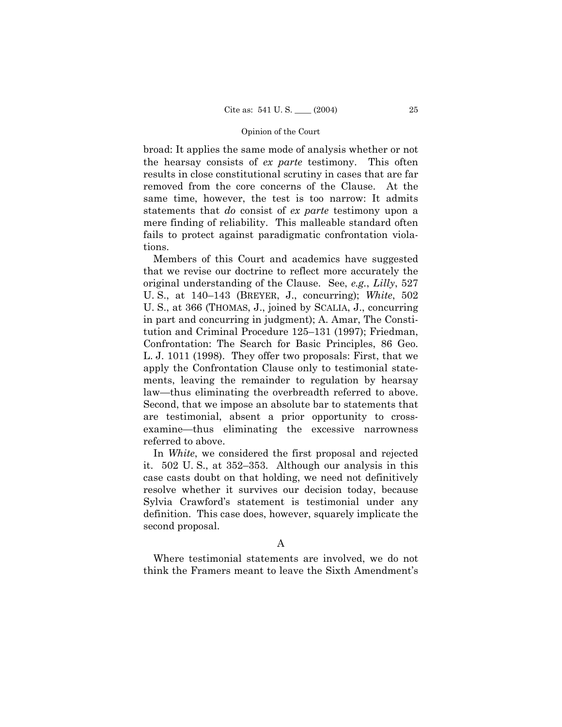broad: It applies the same mode of analysis whether or not the hearsay consists of *ex parte* testimony. This often results in close constitutional scrutiny in cases that are far removed from the core concerns of the Clause. At the same time, however, the test is too narrow: It admits statements that *do* consist of *ex parte* testimony upon a mere finding of reliability. This malleable standard often fails to protect against paradigmatic confrontation violations.

Members of this Court and academics have suggested that we revise our doctrine to reflect more accurately the original understanding of the Clause. See, *e.g.*, *Lilly*, 527 U. S., at 140–143 (BREYER, J., concurring); *White*, 502 U. S., at 366 (THOMAS, J., joined by SCALIA, J., concurring in part and concurring in judgment); A. Amar, The Constitution and Criminal Procedure 125–131 (1997); Friedman, Confrontation: The Search for Basic Principles, 86 Geo. L. J. 1011 (1998). They offer two proposals: First, that we apply the Confrontation Clause only to testimonial statements, leaving the remainder to regulation by hearsay law—thus eliminating the overbreadth referred to above. Second, that we impose an absolute bar to statements that are testimonial, absent a prior opportunity to cross-examine—thus eliminating the excessive narrowness referred to above.

In *White*, we considered the first proposal and rejected it. 502 U. S., at 352–353. Although our analysis in this case casts doubt on that holding, we need not definitively resolve whether it survives our decision today, because Sylvia Crawford's statement is testimonial under any definition. This case does, however, squarely implicate the second proposal.

A

Where testimonial statements are involved, we do not think the Framers meant to leave the Sixth Amendment's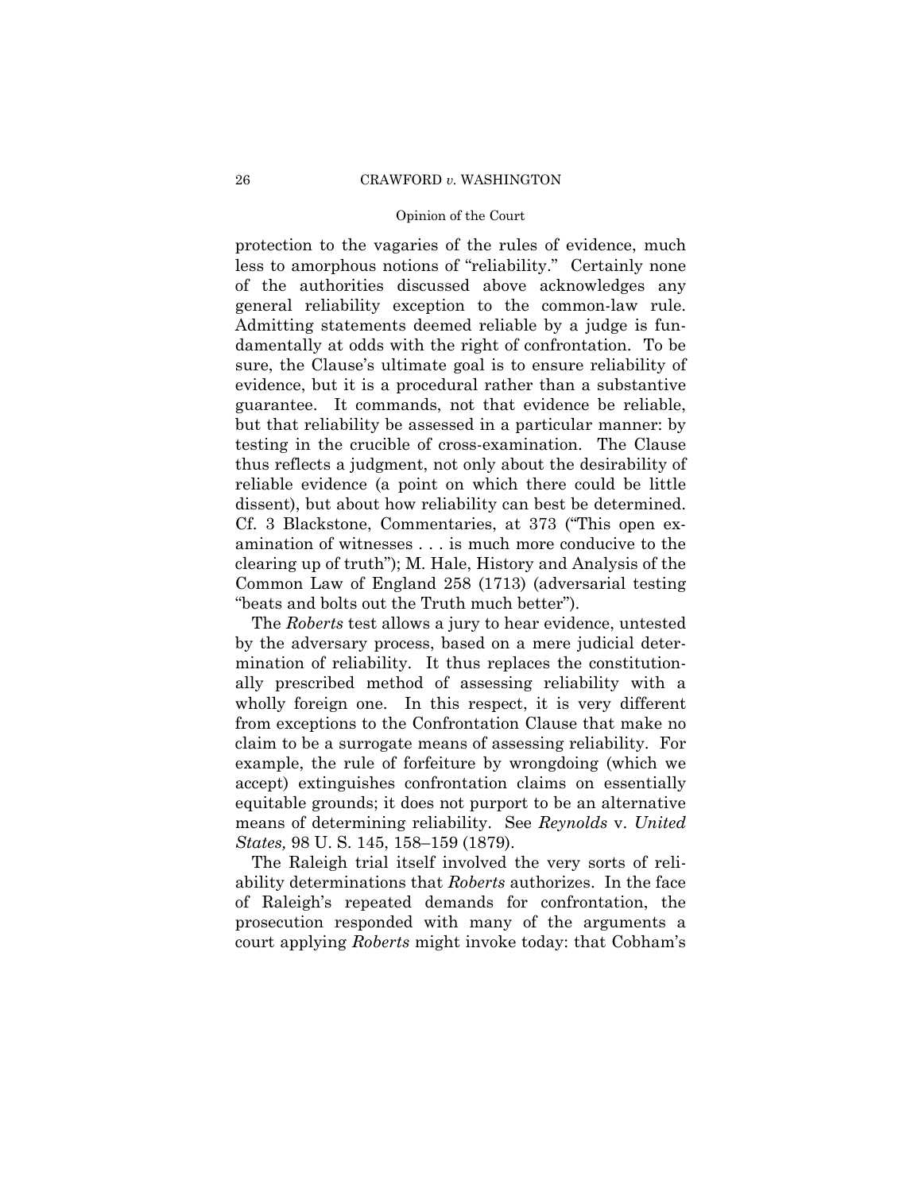protection to the vagaries of the rules of evidence, much less to amorphous notions of "reliability." Certainly none of the authorities discussed above acknowledges any general reliability exception to the common-law rule. Admitting statements deemed reliable by a judge is fundamentally at odds with the right of confrontation. To be sure, the Clause's ultimate goal is to ensure reliability of evidence, but it is a procedural rather than a substantive guarantee. It commands, not that evidence be reliable, but that reliability be assessed in a particular manner: by testing in the crucible of cross-examination. The Clause thus reflects a judgment, not only about the desirability of reliable evidence (a point on which there could be little dissent), but about how reliability can best be determined. Cf. 3 Blackstone, Commentaries, at 373 ("This open examination of witnesses . . . is much more conducive to the clearing up of truth"); M. Hale, History and Analysis of the Common Law of England 258 (1713) (adversarial testing "beats and bolts out the Truth much better").

The *Roberts* test allows a jury to hear evidence, untested by the adversary process, based on a mere judicial determination of reliability. It thus replaces the constitutionally prescribed method of assessing reliability with a wholly foreign one. In this respect, it is very different from exceptions to the Confrontation Clause that make no claim to be a surrogate means of assessing reliability. For example, the rule of forfeiture by wrongdoing (which we accept) extinguishes confrontation claims on essentially equitable grounds; it does not purport to be an alternative means of determining reliability. See *Reynolds* v. *United States,* 98 U. S. 145, 158–159 (1879).

The Raleigh trial itself involved the very sorts of reliability determinations that *Roberts* authorizes. In the face of Raleigh's repeated demands for confrontation, the prosecution responded with many of the arguments a court applying *Roberts* might invoke today: that Cobham's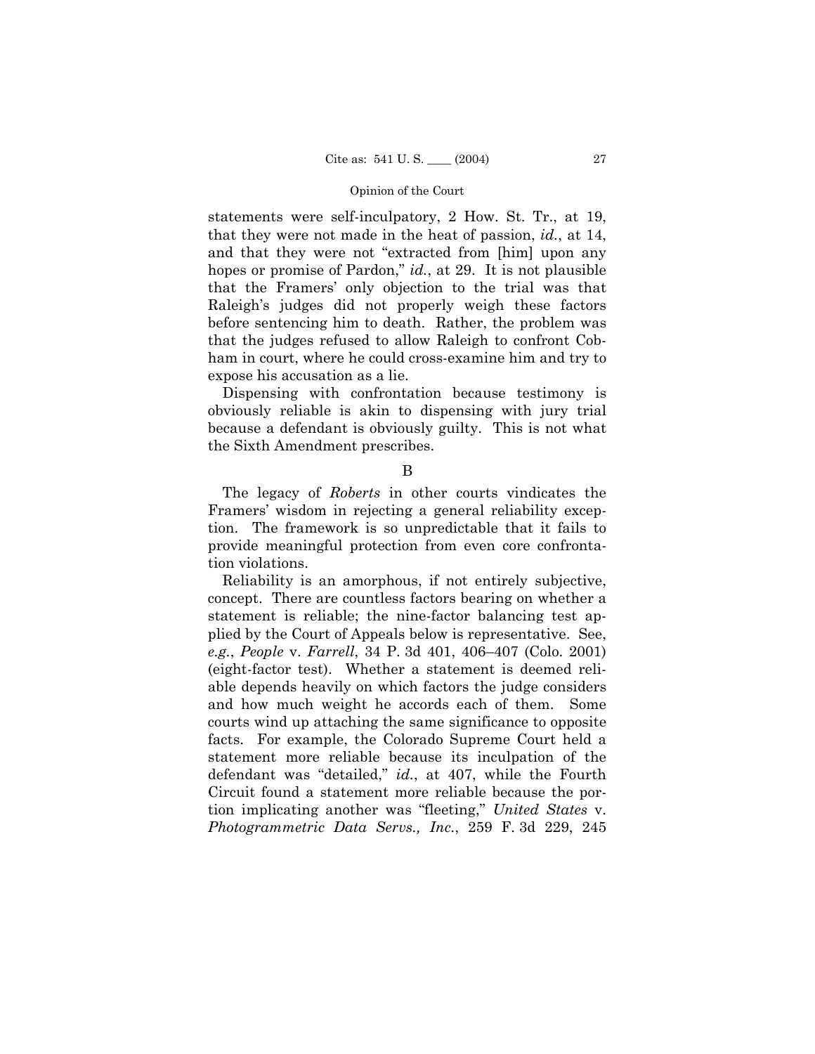statements were self-inculpatory, 2 How. St. Tr., at 19, that they were not made in the heat of passion, *id.*, at 14, and that they were not "extracted from [him] upon any hopes or promise of Pardon," *id.*, at 29. It is not plausible that the Framers' only objection to the trial was that Raleigh's judges did not properly weigh these factors before sentencing him to death. Rather, the problem was that the judges refused to allow Raleigh to confront Cobham in court, where he could cross-examine him and try to expose his accusation as a lie.

Dispensing with confrontation because testimony is obviously reliable is akin to dispensing with jury trial because a defendant is obviously guilty. This is not what the Sixth Amendment prescribes.

B

The legacy of *Roberts* in other courts vindicates the Framers' wisdom in rejecting a general reliability exception. The framework is so unpredictable that it fails to provide meaningful protection from even core confrontation violations.

Reliability is an amorphous, if not entirely subjective, concept. There are countless factors bearing on whether a statement is reliable; the nine-factor balancing test applied by the Court of Appeals below is representative. See, *e.g.*, *People* v. *Farrell*, 34 P. 3d 401, 406–407 (Colo. 2001) (eight-factor test). Whether a statement is deemed reliable depends heavily on which factors the judge considers and how much weight he accords each of them. Some courts wind up attaching the same significance to opposite facts. For example, the Colorado Supreme Court held a statement more reliable because its inculpation of the defendant was "detailed," *id.*, at 407, while the Fourth Circuit found a statement more reliable because the portion implicating another was "fleeting," *United States* v. *Photogrammetric Data Servs., Inc.*, 259 F. 3d 229, 245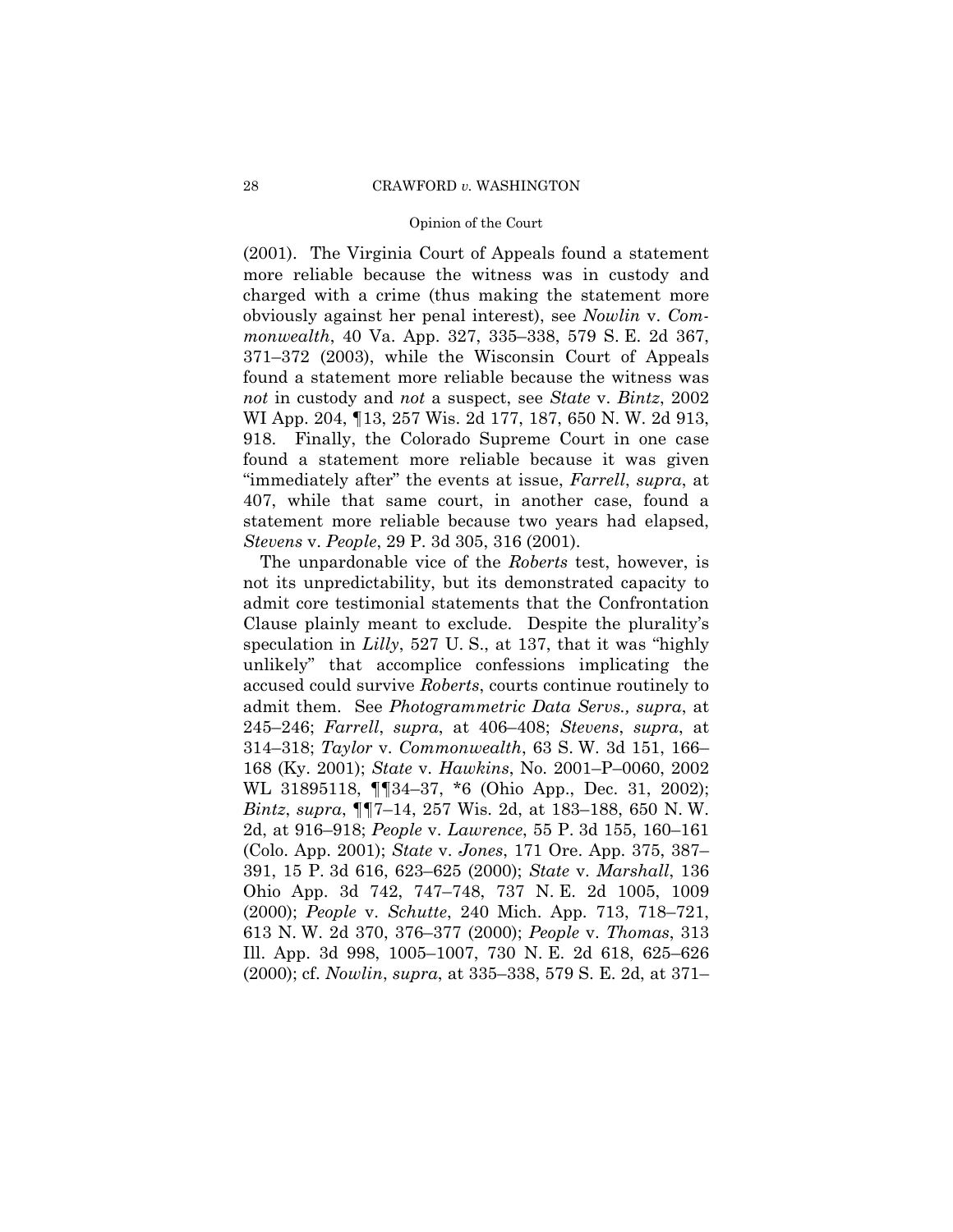(2001). The Virginia Court of Appeals found a statement more reliable because the witness was in custody and charged with a crime (thus making the statement more obviously against her penal interest), see *Nowlin* v. *Commonwealth*, 40 Va. App. 327, 335–338, 579 S. E. 2d 367, 371–372 (2003), while the Wisconsin Court of Appeals found a statement more reliable because the witness was *not* in custody and *not* a suspect, see *State* v. *Bintz*, 2002 WI App. 204, ¶13, 257 Wis. 2d 177, 187, 650 N. W. 2d 913, 918. Finally, the Colorado Supreme Court in one case found a statement more reliable because it was given "immediately after" the events at issue, *Farrell*, *supra*, at 407, while that same court, in another case, found a statement more reliable because two years had elapsed, *Stevens* v. *People*, 29 P. 3d 305, 316 (2001).

The unpardonable vice of the *Roberts* test, however, is not its unpredictability, but its demonstrated capacity to admit core testimonial statements that the Confrontation Clause plainly meant to exclude. Despite the plurality's speculation in *Lilly*, 527 U. S., at 137, that it was "highly unlikely" that accomplice confessions implicating the accused could survive *Roberts*, courts continue routinely to admit them. See *Photogrammetric Data Servs.*, *supra*, at 245–246; *Farrell*, *supra*, at 406–408; *Stevens*, *supra*, at 314–318; *Taylor* v. *Commonwealth*, 63 S. W. 3d 151, 166–168 (Ky. 2001); *State* v. *Hawkins*, No. 2001–P–0060, 2002 WL 31895118, ¶¶34–37, *6 (Ohio App., Dec. 31, 2002); *Bintz*, *supra*, ¶¶7–14, 257 Wis. 2d, at 183–188, 650 N. W. 2d, at 916–918; *People* v. *Lawrence*, 55 P. 3d 155, 160–161 (Colo. App. 2001); *State* v. *Jones*, 171 Ore. App. 375, 387–391, 15 P. 3d 616, 623–625 (2000); *State* v. *Marshall*, 136 Ohio App. 3d 742, 747–748, 737 N. E. 2d 1005, 1009 (2000); *People* v. *Schutte*, 240 Mich. App. 713, 718–721, 613 N. W. 2d 370, 376–377 (2000); *People* v. *Thomas*, 313 Ill. App. 3d 998, 1005–1007, 730 N. E. 2d 618, 625–626 (2000); cf. *Nowlin*, *supra*, at 335–338, 579 S. E. 2d, at 371–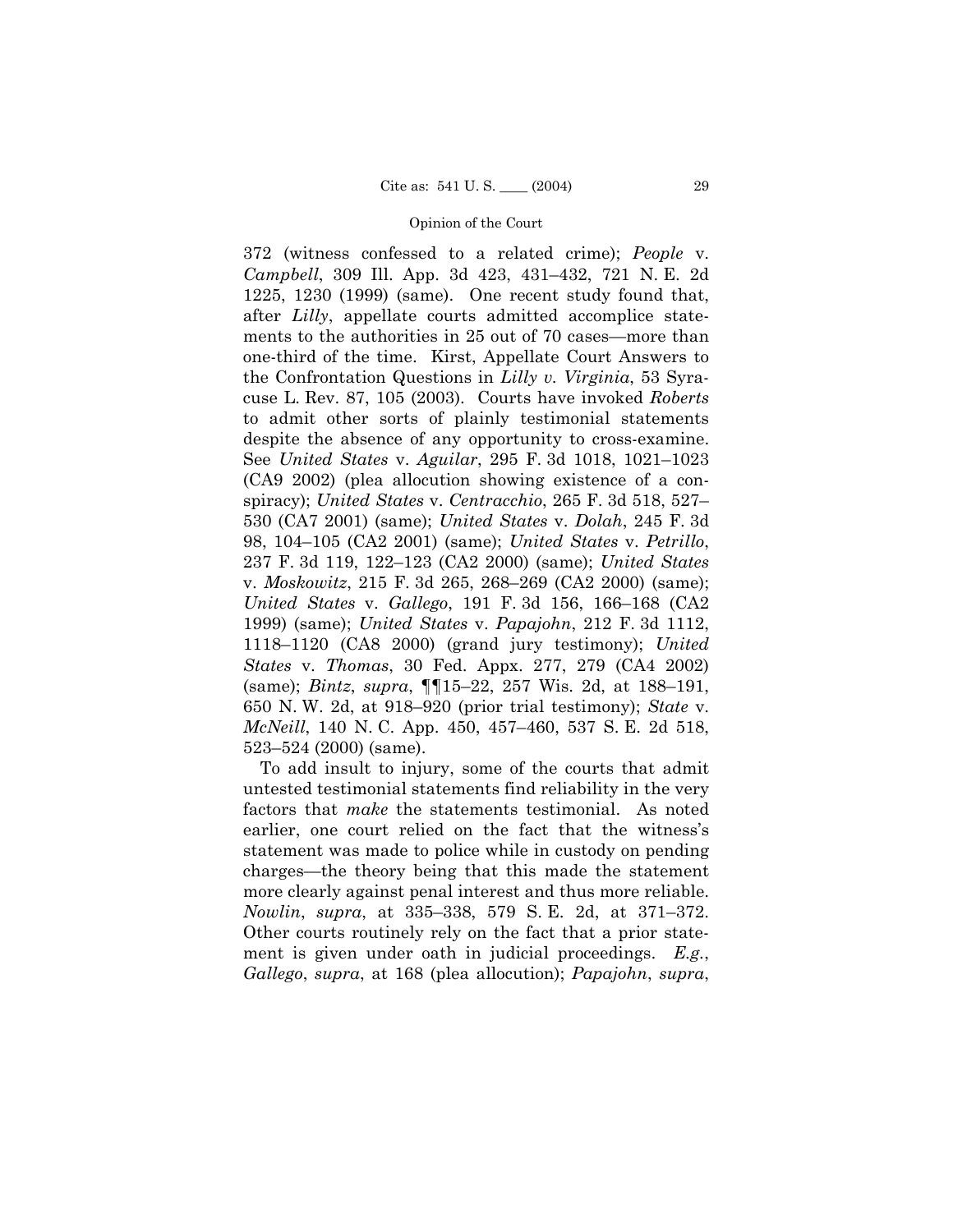372 (witness confessed to a related crime); *People* v. *Campbell*, 309 Ill. App. 3d 423, 431–432, 721 N. E. 2d 1225, 1230 (1999) (same). One recent study found that, after *Lilly*, appellate courts admitted accomplice statements to the authorities in 25 out of 70 cases—more than one-third of the time. Kirst, Appellate Court Answers to the Confrontation Questions in *Lilly v. Virginia*, 53 Syracuse L. Rev. 87, 105 (2003). Courts have invoked *Roberts* to admit other sorts of plainly testimonial statements despite the absence of any opportunity to cross-examine. See *United States* v. *Aguilar*, 295 F. 3d 1018, 1021–1023 (CA9 2002) (plea allocution showing existence of a conspiracy); *United States* v. *Centracchio*, 265 F. 3d 518, 527–530 (CA7 2001) (same); *United States* v. *Dolah*, 245 F. 3d 98, 104–105 (CA2 2001) (same); *United States* v. *Petrillo*, 237 F. 3d 119, 122–123 (CA2 2000) (same); *United States* v. *Moskowitz*, 215 F. 3d 265, 268–269 (CA2 2000) (same); *United States* v. *Gallego*, 191 F. 3d 156, 166–168 (CA2 1999) (same); *United States* v. *Papajohn*, 212 F. 3d 1112, 1118–1120 (CA8 2000) (grand jury testimony); *United States* v. *Thomas*, 30 Fed. Appx. 277, 279 (CA4 2002) (same); *Bintz*, *supra*, ¶¶15–22, 257 Wis. 2d, at 188–191, 650 N. W. 2d, at 918–920 (prior trial testimony); *State* v. *McNeill*, 140 N. C. App. 450, 457–460, 537 S. E. 2d 518, 523–524 (2000) (same).

To add insult to injury, some of the courts that admit untested testimonial statements find reliability in the very factors that *make* the statements testimonial. As noted earlier, one court relied on the fact that the witness's statement was made to police while in custody on pending charges—the theory being that this made the statement more clearly against penal interest and thus more reliable. *Nowlin*, *supra*, at 335–338, 579 S. E. 2d, at 371–372. Other courts routinely rely on the fact that a prior statement is given under oath in judicial proceedings. *E.g.*, *Gallego*, *supra*, at 168 (plea allocution); *Papajohn*, *supra*,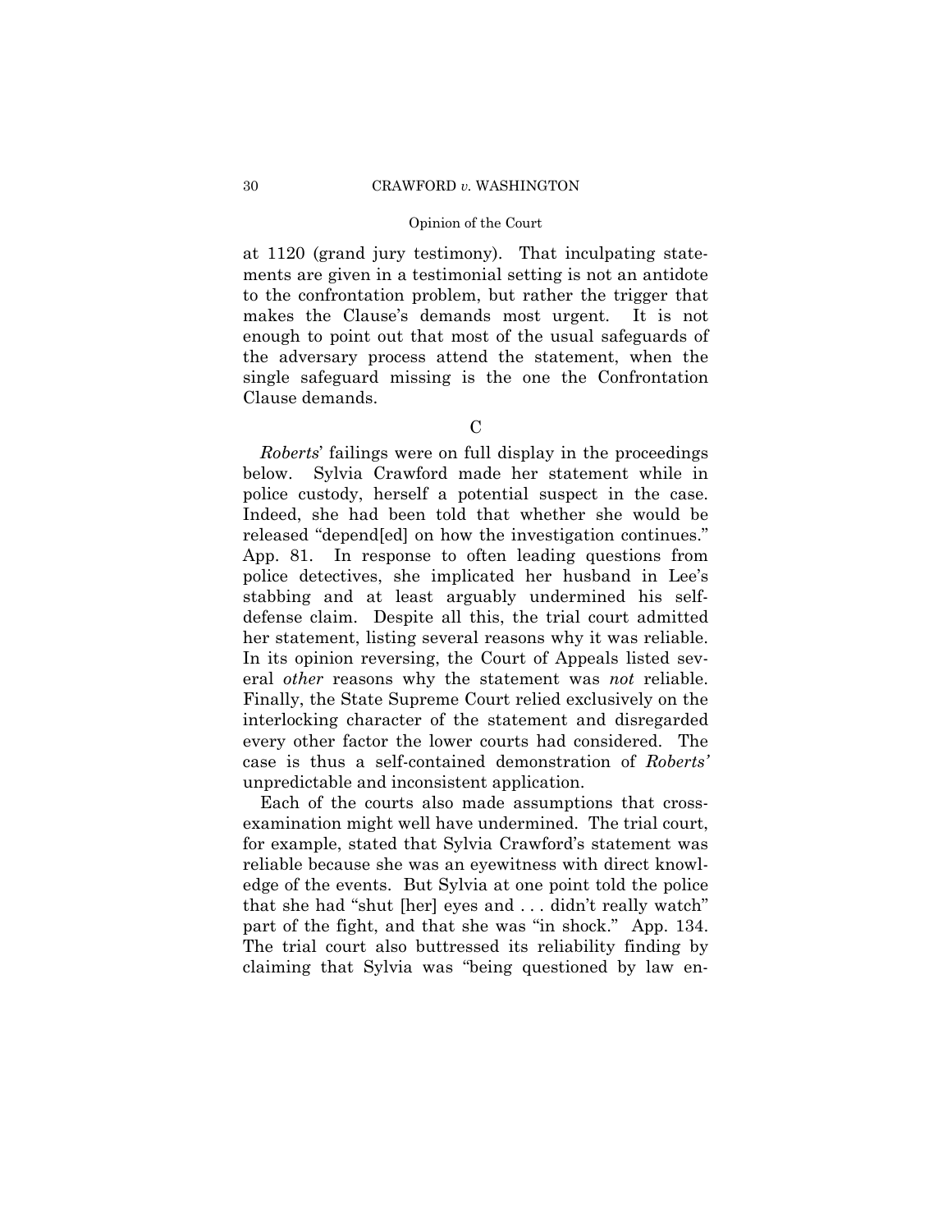at 1120 (grand jury testimony). That inculpating statements are given in a testimonial setting is not an antidote to the confrontation problem, but rather the trigger that makes the Clause's demands most urgent. It is not enough to point out that most of the usual safeguards of the adversary process attend the statement, when the single safeguard missing is the one the Confrontation Clause demands.

C

*Roberts*' failings were on full display in the proceedings below. Sylvia Crawford made her statement while in police custody, herself a potential suspect in the case. Indeed, she had been told that whether she would be released "depend[ed] on how the investigation continues." App. 81. In response to often leading questions from police detectives, she implicated her husband in Lee's stabbing and at least arguably undermined his self-defense claim. Despite all this, the trial court admitted her statement, listing several reasons why it was reliable. In its opinion reversing, the Court of Appeals listed several *other* reasons why the statement was *not* reliable. Finally, the State Supreme Court relied exclusively on the interlocking character of the statement and disregarded every other factor the lower courts had considered. The case is thus a self-contained demonstration of *Roberts'* unpredictable and inconsistent application.

Each of the courts also made assumptions that cross-examination might well have undermined. The trial court, for example, stated that Sylvia Crawford's statement was reliable because she was an eyewitness with direct knowledge of the events. But Sylvia at one point told the police that she had "shut [her] eyes and . . . didn't really watch" part of the fight, and that she was "in shock." App. 134. The trial court also buttressed its reliability finding by claiming that Sylvia was "being questioned by law en-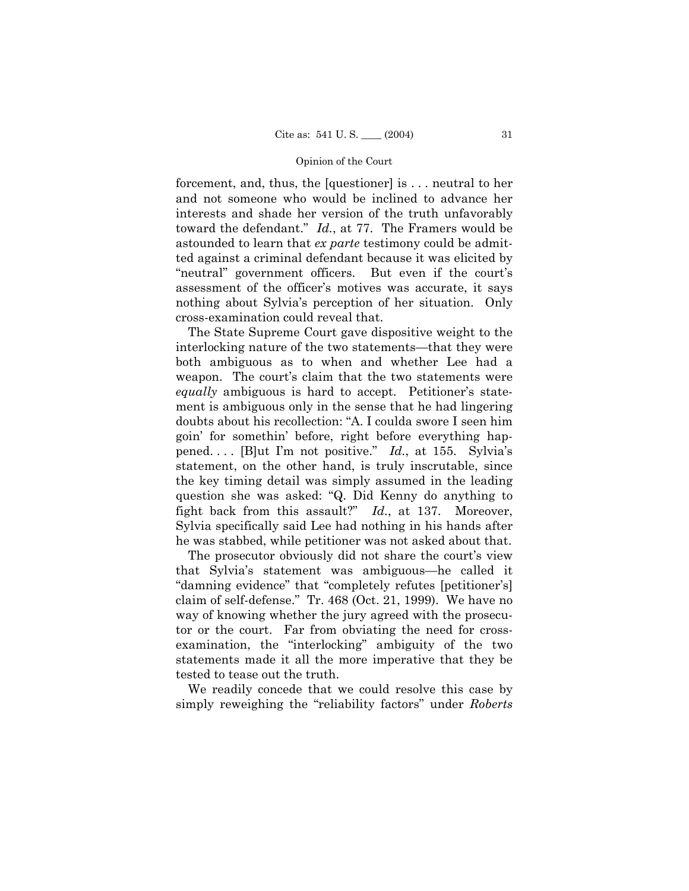forcement, and, thus, the [questioner] is . . . neutral to her and not someone who would be inclined to advance her interests and shade her version of the truth unfavorably toward the defendant." *Id.*, at 77. The Framers would be astounded to learn that *ex parte* testimony could be admitted against a criminal defendant because it was elicited by "neutral" government officers. But even if the court's assessment of the officer's motives was accurate, it says nothing about Sylvia's perception of her situation. Only cross-examination could reveal that.

The State Supreme Court gave dispositive weight to the interlocking nature of the two statements—that they were both ambiguous as to when and whether Lee had a weapon. The court's claim that the two statements were *equally* ambiguous is hard to accept. Petitioner's statement is ambiguous only in the sense that he had lingering doubts about his recollection: "A. I coulda swore I seen him goin' for somethin' before, right before everything happened. . . . [B]ut I'm not positive." *Id.*, at 155. Sylvia's statement, on the other hand, is truly inscrutable, since the key timing detail was simply assumed in the leading question she was asked: "Q. Did Kenny do anything to fight back from this assault?" *Id.*, at 137. Moreover, Sylvia specifically said Lee had nothing in his hands after he was stabbed, while petitioner was not asked about that.

The prosecutor obviously did not share the court's view that Sylvia's statement was ambiguous—he called it "damning evidence" that "completely refutes [petitioner's] claim of self-defense." Tr. 468 (Oct. 21, 1999). We have no way of knowing whether the jury agreed with the prosecutor or the court. Far from obviating the need for cross-examination, the "interlocking" ambiguity of the two statements made it all the more imperative that they be tested to tease out the truth.

We readily concede that we could resolve this case by simply reweighing the "reliability factors" under *Roberts*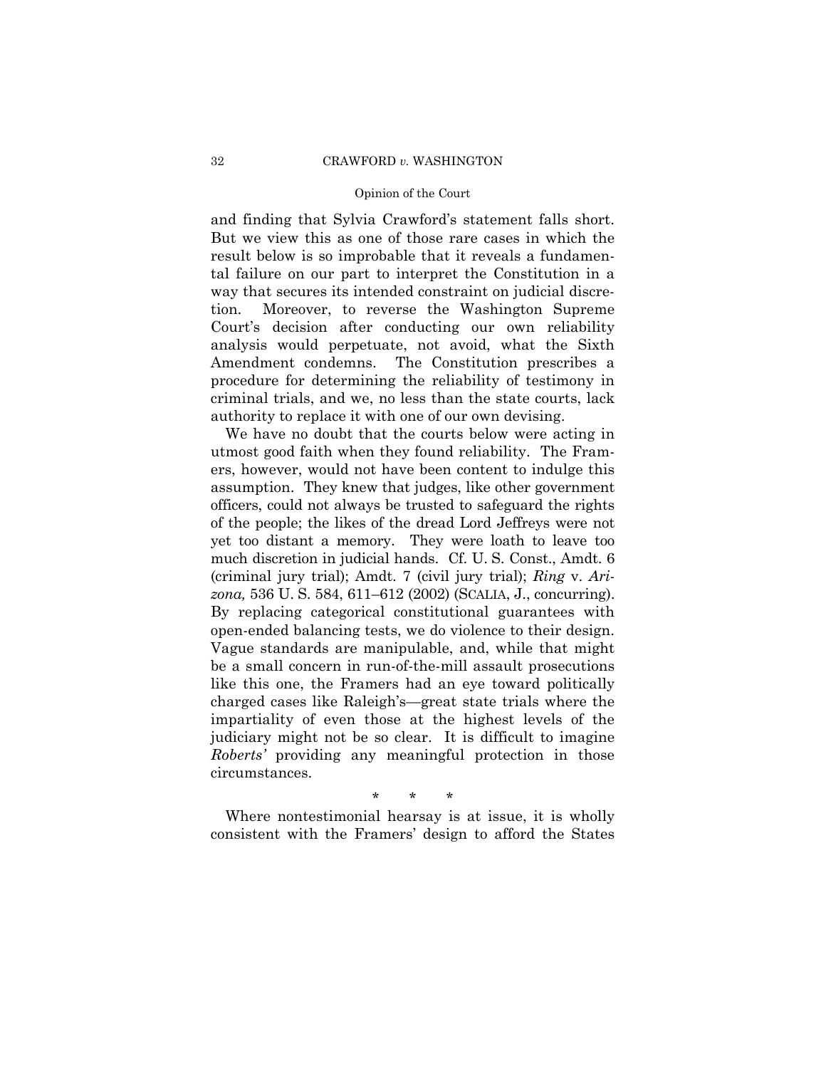and finding that Sylvia Crawford's statement falls short. But we view this as one of those rare cases in which the result below is so improbable that it reveals a fundamental failure on our part to interpret the Constitution in a way that secures its intended constraint on judicial discretion. Moreover, to reverse the Washington Supreme Court's decision after conducting our own reliability analysis would perpetuate, not avoid, what the Sixth Amendment condemns. The Constitution prescribes a procedure for determining the reliability of testimony in criminal trials, and we, no less than the state courts, lack authority to replace it with one of our own devising.

We have no doubt that the courts below were acting in utmost good faith when they found reliability. The Framers, however, would not have been content to indulge this assumption. They knew that judges, like other government officers, could not always be trusted to safeguard the rights of the people; the likes of the dread Lord Jeffreys were not yet too distant a memory. They were loath to leave too much discretion in judicial hands. Cf. U. S. Const., Amdt. 6 (criminal jury trial); Amdt. 7 (civil jury trial); *Ring* v. *Arizona,* 536 U. S. 584, 611–612 (2002) (SCALIA, J., concurring). By replacing categorical constitutional guarantees with open-ended balancing tests, we do violence to their design. Vague standards are manipulable, and, while that might be a small concern in run-of-the-mill assault prosecutions like this one, the Framers had an eye toward politically charged cases like Raleigh's—great state trials where the impartiality of even those at the highest levels of the judiciary might not be so clear. It is difficult to imagine *Roberts'* providing any meaningful protection in those circumstances.

\* \* \*

Where nontestimonial hearsay is at issue, it is wholly consistent with the Framers' design to afford the States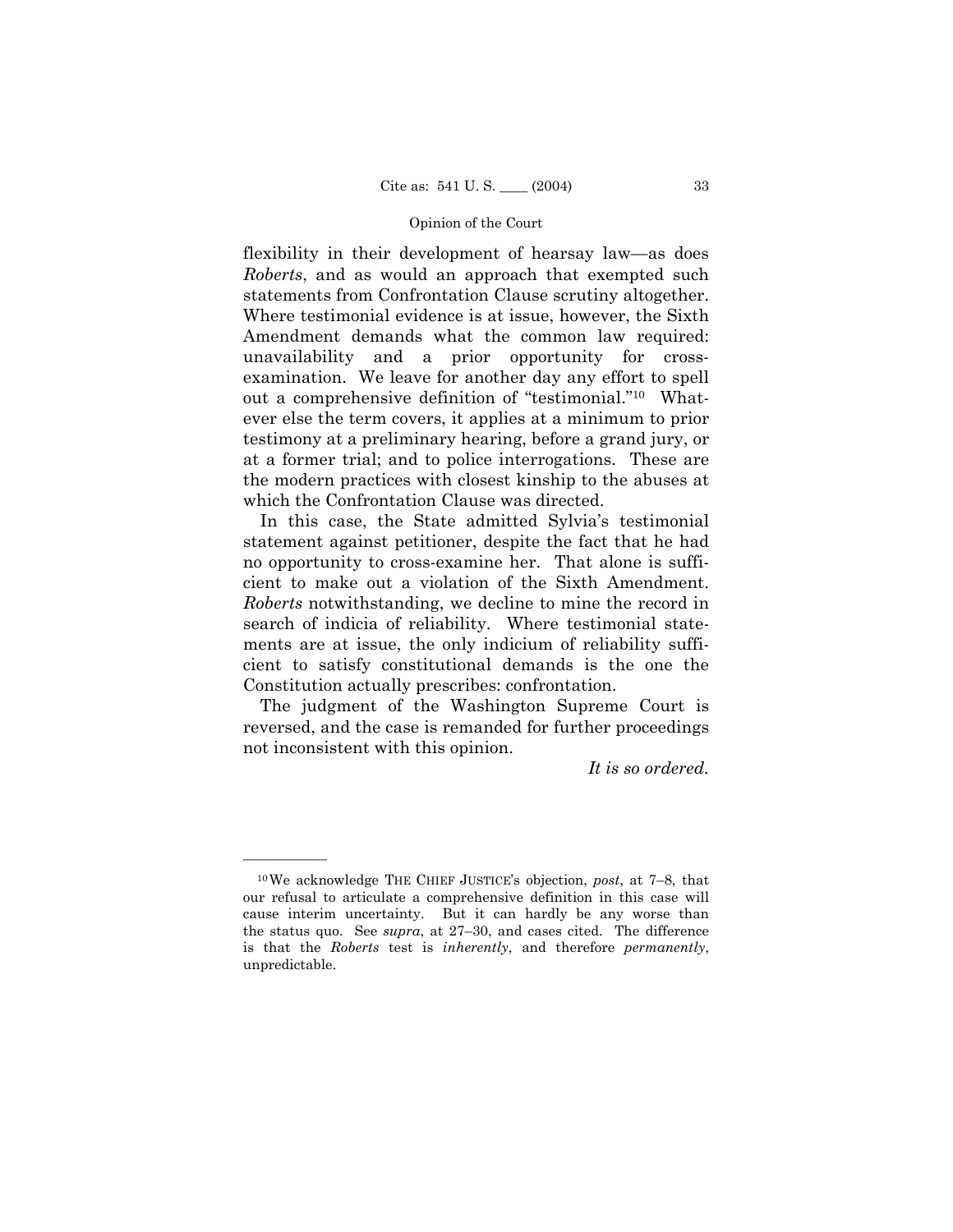flexibility in their development of hearsay law—as does *Roberts*, and as would an approach that exempted such statements from Confrontation Clause scrutiny altogether. Where testimonial evidence is at issue, however, the Sixth Amendment demands what the common law required: unavailability and a prior opportunity for cross-examination. We leave for another day any effort to spell out a comprehensive definition of "testimonial."[10] Whatever else the term covers, it applies at a minimum to prior testimony at a preliminary hearing, before a grand jury, or at a former trial; and to police interrogations. These are the modern practices with closest kinship to the abuses at which the Confrontation Clause was directed.

In this case, the State admitted Sylvia's testimonial statement against petitioner, despite the fact that he had no opportunity to cross-examine her. That alone is sufficient to make out a violation of the Sixth Amendment. *Roberts* notwithstanding, we decline to mine the record in search of indicia of reliability. Where testimonial statements are at issue, the only indicium of reliability sufficient to satisfy constitutional demands is the one the Constitution actually prescribes: confrontation.

The judgment of the Washington Supreme Court is reversed, and the case is remanded for further proceedings not inconsistent with this opinion.

*It is so ordered.*

---

[10] We acknowledge THE CHIEF JUSTICE's objection, *post*, at 7–8, that our refusal to articulate a comprehensive definition in this case will cause interim uncertainty. But it can hardly be any worse than the status quo. See *supra*, at 27–30, and cases cited. The difference is that the *Roberts* test is *inherently*, and therefore *permanently*, unpredictable.